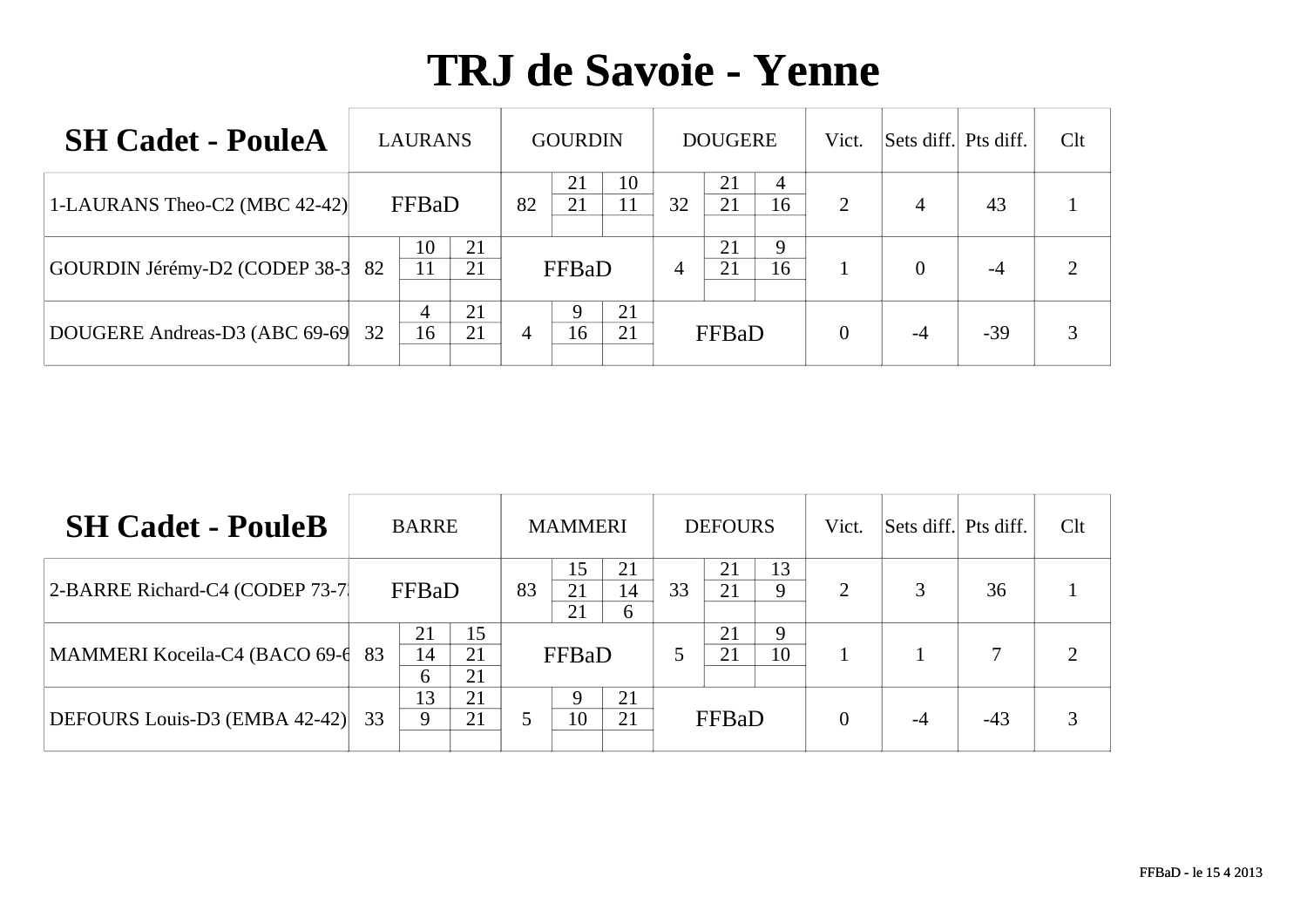# TRJ de Savoie - Yenne

## SH Cadet - PouleA

| SH Cadet - PouleA | LAURANS | | | GOURDIN | | | DOUGERE | | | Vict. | Sets diff. | Pts diff. | Clt |
|---|---|---|---|---|---|---|---|---|---|---|---|---|---|
| 1-LAURANS Theo-C2 (MBC 42-42) | FFBaD | | | 82 | 21 | 10 | 32 | 21 | 4 | 2 | 4 | 43 | 1 |
| | | | | | 21 | 11 | | 21 | 16 | | | | |
| | | | | | | | | | | | | | |
| GOURDIN Jérémy-D2 (CODEP 38-3 | 82 | 10 | 21 | FFBaD | | | 4 | 21 | 9 | 1 | 0 | -4 | 2 |
| | | 11 | 21 | | | | | 21 | 16 | | | | |
| | | | | | | | | | | | | | |
| DOUGERE Andreas-D3 (ABC 69-69 | 32 | 4 | 21 | 4 | 9 | 21 | FFBaD | | | 0 | -4 | -39 | 3 |
| | | 16 | 21 | | 16 | 21 | | | | | | | |
| | | | | | | | | | | | | | |

## SH Cadet - PouleB

| SH Cadet - PouleB | BARRE | | | MAMMERI | | | DEFOURS | | | Vict. | Sets diff. | Pts diff. | Clt |
|---|---|---|---|---|---|---|---|---|---|---|---|---|---|
| 2-BARRE Richard-C4 (CODEP 73-7 | FFBaD | | | 83 | 15 | 21 | 33 | 21 | 13 | 2 | 3 | 36 | 1 |
| | | | | | 21 | 14 | | 21 | 9 | | | | |
| | | | | | 21 | 6 | | | | | | | |
| MAMMERI Koceila-C4 (BACO 69-6 | 83 | 21 | 15 | FFBaD | | | 5 | 21 | 9 | 1 | 1 | 7 | 2 |
| | | 14 | 21 | | | | | 21 | 10 | | | | |
| | | 6 | 21 | | | | | | | | | | |
| DEFOURS Louis-D3 (EMBA 42-42) | 33 | 13 | 21 | 5 | 9 | 21 | FFBaD | | | 0 | -4 | -43 | 3 |
| | | 9 | 21 | | 10 | 21 | | | | | | | |
| | | | | | | | | | | | | | |

FFBaD - le 15 4 2013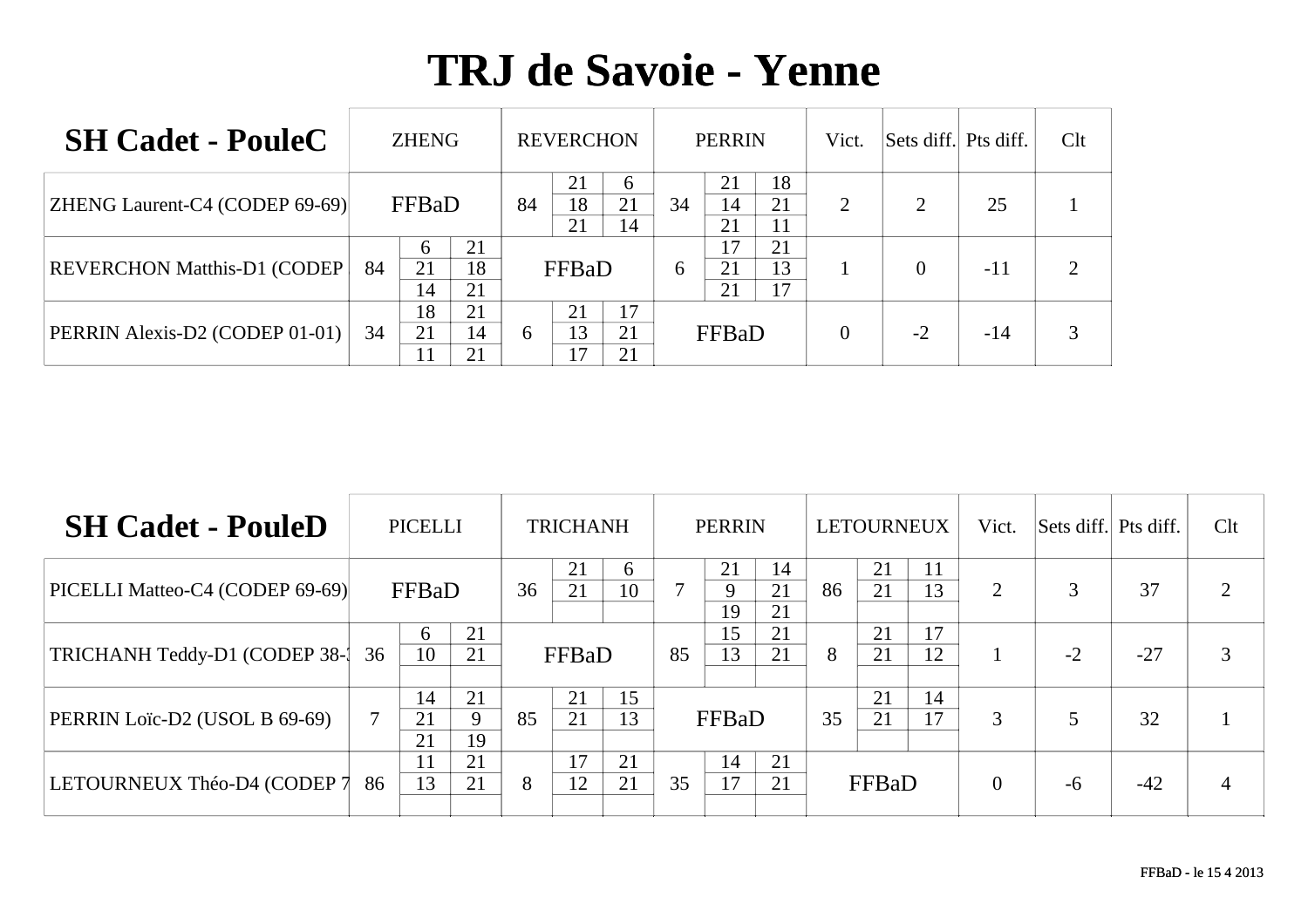# TRJ de Savoie - Yenne

| SH Cadet - PouleC | ZHENG | | | REVERCHON | | | PERRIN | | | Vict. | Sets diff. | Pts diff. | Clt |
|---|---|---|---|---|---|---|---|---|---|---|---|---|---|
| ZHENG Laurent-C4 (CODEP 69-69) | FFBaD | | | 84 | 21 | 6 | 34 | 21 | 18 | 2 | 2 | 25 | 1 |
| | | | | | 18 | 21 | | 14 | 21 | | | | |
| | | | | | 21 | 14 | | 21 | 11 | | | | |
| REVERCHON Matthis-D1 (CODEP | 84 | 6 | 21 | FFBaD | | | 6 | 17 | 21 | 1 | 0 | -11 | 2 |
| | | 21 | 18 | | | | | 21 | 13 | | | | |
| | | 14 | 21 | | | | | 21 | 17 | | | | |
| PERRIN Alexis-D2 (CODEP 01-01) | 34 | 18 | 21 | 6 | 21 | 17 | FFBaD | | | 0 | -2 | -14 | 3 |
| | | 21 | 14 | | 13 | 21 | | | | | | | |
| | | 11 | 21 | | 17 | 21 | | | | | | | |

| SH Cadet - PouleD | PICELLI | | | TRICHANH | | | PERRIN | | | LETOURNEUX | | | Vict. | Sets diff. | Pts diff. | Clt |
|---|---|---|---|---|---|---|---|---|---|---|---|---|---|---|---|---|
| PICELLI Matteo-C4 (CODEP 69-69) | FFBaD | | | 36 | 21 | 6 | 7 | 21 | 14 | 86 | 21 | 11 | 2 | 3 | 37 | 2 |
| | | | | | 21 | 10 | | 9 | 21 | | 21 | 13 | | | | |
| | | | | | | | | 19 | 21 | | | | | | | |
| TRICHANH Teddy-D1 (CODEP 38-3 | 36 | 6 | 21 | FFBaD | | | 85 | 15 | 21 | 8 | 21 | 17 | 1 | -2 | -27 | 3 |
| | | 10 | 21 | | | | | 13 | 21 | | 21 | 12 | | | | |
| | | | | | | | | | | | | | | | | |
| PERRIN Loïc-D2 (USOL B 69-69) | 7 | 14 | 21 | 85 | 21 | 15 | FFBaD | | | 35 | 21 | 14 | 3 | 5 | 32 | 1 |
| | | 21 | 9 | | 21 | 13 | | | | | 21 | 17 | | | | |
| | | 21 | 19 | | | | | | | | | | | | | |
| LETOURNEUX Théo-D4 (CODEP 7 | 86 | 11 | 21 | 8 | 17 | 21 | 35 | 14 | 21 | FFBaD | | | 0 | -6 | -42 | 4 |
| | | 13 | 21 | | 12 | 21 | | 17 | 21 | | | | | | | |
| | | | | | | | | | | | | | | | | |

FFBaD - le 15 4 2013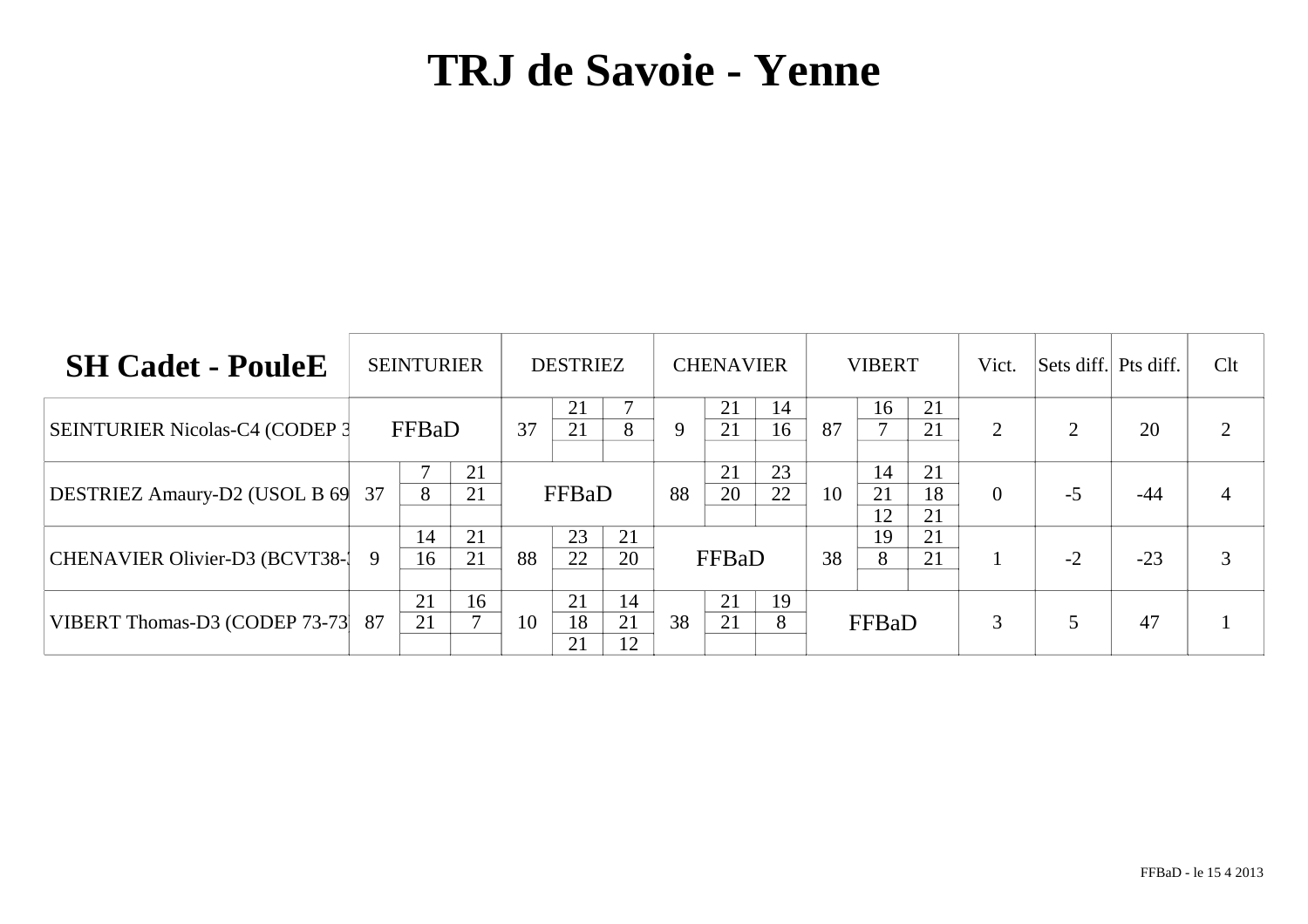# TRJ de Savoie - Yenne

| SH Cadet - PouleE | SEINTURIER | | | DESTRIEZ | | | CHENAVIER | | | VIBERT | | | Vict. | Sets diff. | Pts diff. | Clt |
|---|---|---|---|---|---|---|---|---|---|---|---|---|---|---|---|---|
| SEINTURIER Nicolas-C4 (CODEP 3 | FFBaD | | | 37 | 21<br>21 | 7<br>8 | 9 | 21<br>21 | 14<br>16 | 87 | 16<br>7 | 21<br>21 | 2 | 2 | 20 | 2 |
| DESTRIEZ Amaury-D2 (USOL B 69 | 37 | 7<br>8 | 21<br>21 | FFBaD | | | 88 | 21<br>20 | 23<br>22 | 10 | 14<br>21<br>12 | 21<br>18<br>21 | 0 | -5 | -44 | 4 |
| CHENAVIER Olivier-D3 (BCVT38-3 | 9 | 14<br>16 | 21<br>21 | 88 | 23<br>22 | 21<br>20 | FFBaD | | | 38 | 19<br>8 | 21<br>21 | 1 | -2 | -23 | 3 |
| VIBERT Thomas-D3 (CODEP 73-73 | 87 | 21<br>21 | 16<br>7 | 10 | 21<br>18<br>21 | 14<br>21<br>12 | 38 | 21<br>21 | 19<br>8 | FFBaD | | | 3 | 5 | 47 | 1 |

FFBaD - le 15 4 2013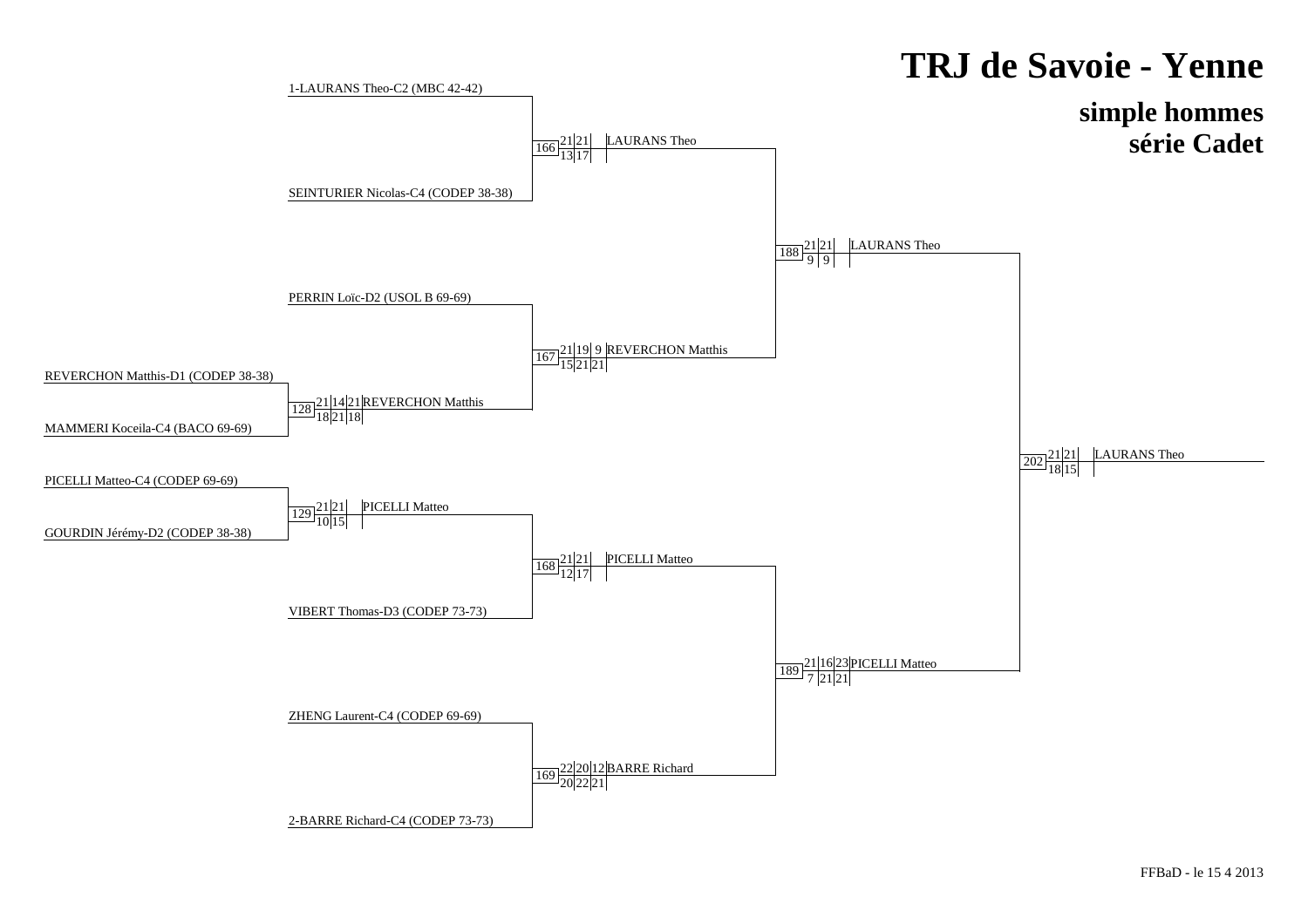# TRJ de Savoie - Yenne

## simple hommes
## série Cadet

**Premier tour**

| Match | Joueur 1 | Joueur 2 | Scores | Vainqueur |
|---|---|---|---|---|
| 128 | REVERCHON Matthis-D1 (CODEP 38-38) | MAMMERI Koceila-C4 (BACO 69-69) | 21-18, 14-21, 21-18 | REVERCHON Matthis |
| 129 | PICELLI Matteo-C4 (CODEP 69-69) | GOURDIN Jérémy-D2 (CODEP 38-38) | 21-10, 21-15 | PICELLI Matteo |

**Quarts de finale**

| Match | Joueur 1 | Joueur 2 | Scores | Vainqueur |
|---|---|---|---|---|
| 166 | 1-LAURANS Theo-C2 (MBC 42-42) | SEINTURIER Nicolas-C4 (CODEP 38-38) | 21-13, 21-17 | LAURANS Theo |
| 167 | PERRIN Loïc-D2 (USOL B 69-69) | REVERCHON Matthis | 21-15, 19-21, 9-21 | REVERCHON Matthis |
| 168 | PICELLI Matteo | VIBERT Thomas-D3 (CODEP 73-73) | 21-12, 21-17 | PICELLI Matteo |
| 169 | ZHENG Laurent-C4 (CODEP 69-69) | 2-BARRE Richard-C4 (CODEP 73-73) | 22-20, 20-22, 12-21 | BARRE Richard |

**Demi-finales**

| Match | Joueur 1 | Joueur 2 | Scores | Vainqueur |
|---|---|---|---|---|
| 188 | LAURANS Theo | REVERCHON Matthis | 21-9, 21-9 | LAURANS Theo |
| 189 | PICELLI Matteo | BARRE Richard | 21-7, 16-21, 23-21 | PICELLI Matteo |

**Finale**

| Match | Joueur 1 | Joueur 2 | Scores | Vainqueur |
|---|---|---|---|---|
| 202 | LAURANS Theo | PICELLI Matteo | 21-18, 21-15 | LAURANS Theo |

FFBaD - le 15 4 2013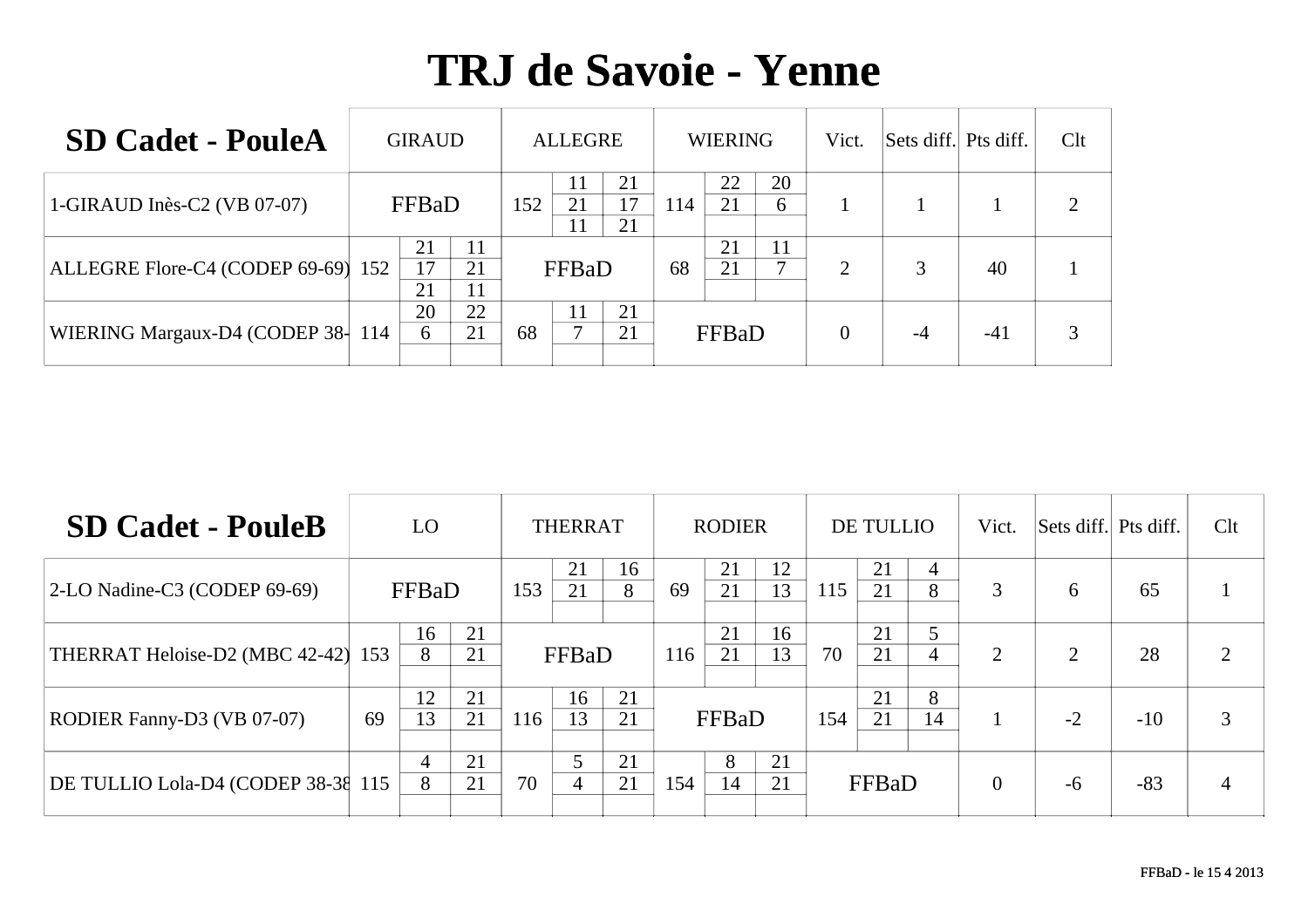# TRJ de Savoie - Yenne

## SD Cadet - PouleA

| SD Cadet - PouleA | GIRAUD | | | ALLEGRE | | | WIERING | | | Vict. | Sets diff. | Pts diff. | Clt |
|---|---|---|---|---|---|---|---|---|---|---|---|---|---|
| 1-GIRAUD Inès-C2 (VB 07-07) | FFBaD | | | 152 | 11 / 21 / 11 | 21 / 17 / 21 | 114 | 22 / 21 | 20 / 6 | 1 | 1 | 1 | 2 |
| ALLEGRE Flore-C4 (CODEP 69-69) | 152 | 21 / 17 / 21 | 11 / 21 / 11 | FFBaD | | | 68 | 21 / 21 | 11 / 7 | 2 | 3 | 40 | 1 |
| WIERING Margaux-D4 (CODEP 38- | 114 | 20 / 6 | 22 / 21 | 68 | 11 / 7 | 21 / 21 | FFBaD | | | 0 | -4 | -41 | 3 |

## SD Cadet - PouleB

| SD Cadet - PouleB | LO | | | THERRAT | | | RODIER | | | DE TULLIO | | | Vict. | Sets diff. | Pts diff. | Clt |
|---|---|---|---|---|---|---|---|---|---|---|---|---|---|---|---|---|
| 2-LO Nadine-C3 (CODEP 69-69) | FFBaD | | | 153 | 21 / 21 | 16 / 8 | 69 | 21 / 21 | 12 / 13 | 115 | 21 / 21 | 4 / 8 | 3 | 6 | 65 | 1 |
| THERRAT Heloise-D2 (MBC 42-42) | 153 | 16 / 8 | 21 / 21 | FFBaD | | | 116 | 21 / 21 | 16 / 13 | 70 | 21 / 21 | 5 / 4 | 2 | 2 | 28 | 2 |
| RODIER Fanny-D3 (VB 07-07) | 69 | 12 / 13 | 21 / 21 | 116 | 16 / 13 | 21 / 21 | FFBaD | | | 154 | 21 / 21 | 8 / 14 | 1 | -2 | -10 | 3 |
| DE TULLIO Lola-D4 (CODEP 38-38 | 115 | 4 / 8 | 21 / 21 | 70 | 5 / 4 | 21 / 21 | 154 | 8 / 14 | 21 / 21 | FFBaD | | | 0 | -6 | -83 | 4 |

FFBaD - le 15 4 2013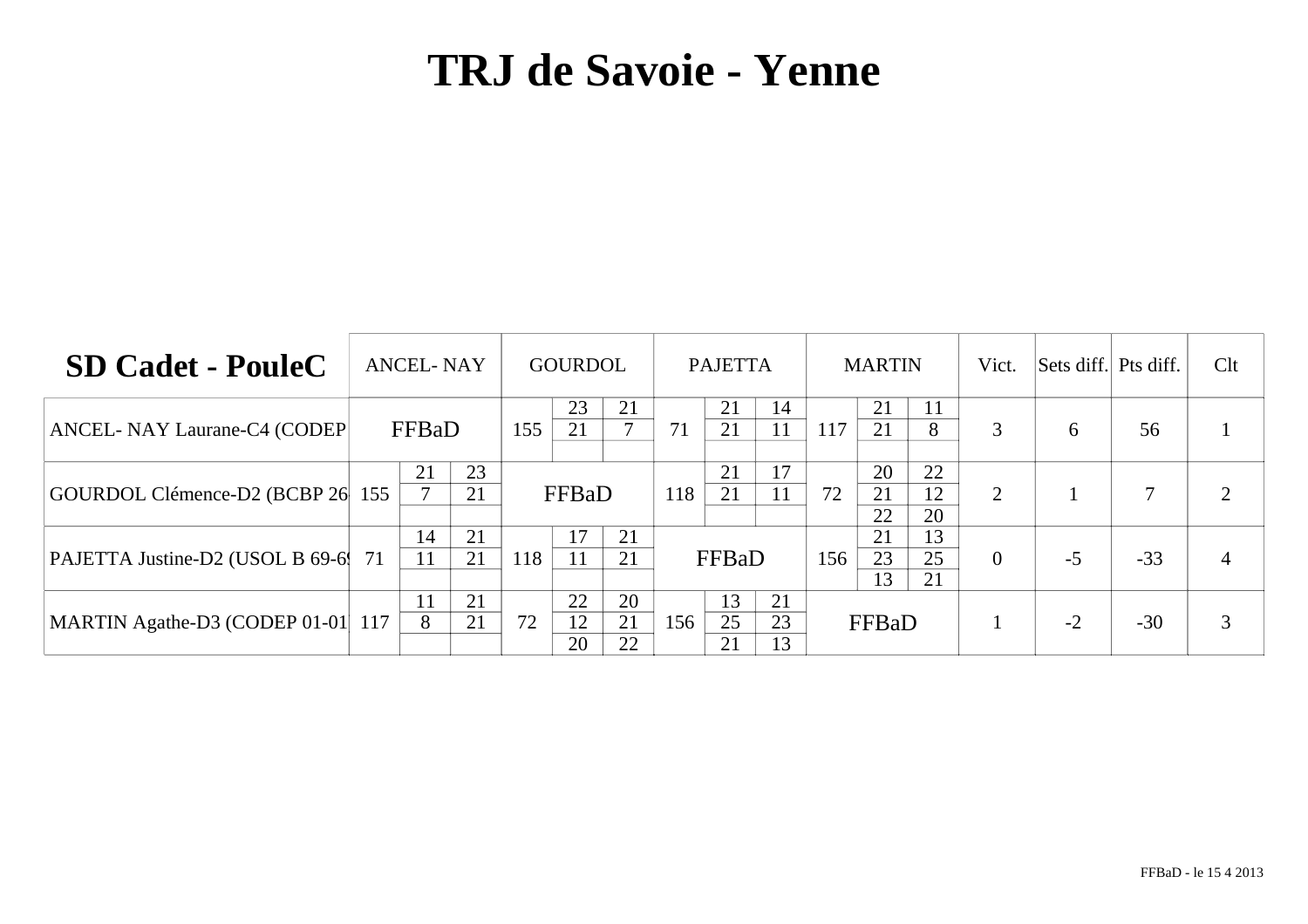# TRJ de Savoie - Yenne

| SD Cadet - PouleC | ANCEL- NAY | | | GOURDOL | | | PAJETTA | | | MARTIN | | | Vict. | Sets diff. | Pts diff. | Clt |
|---|---|---|---|---|---|---|---|---|---|---|---|---|---|---|---|---|
| ANCEL- NAY Laurane-C4 (CODEP | FFBaD | | | 155 | 23 | 21 | 71 | 21 | 14 | 117 | 21 | 11 | 3 | 6 | 56 | 1 |
| | | | | | 21 | 7 | | 21 | 11 | | 21 | 8 | | | | |
| | | | | | | | | | | | | | | | | |
| GOURDOL Clémence-D2 (BCBP 26 | 155 | 21 | 23 | FFBaD | | | 118 | 21 | 17 | 72 | 20 | 22 | 2 | 1 | 7 | 2 |
| | | 7 | 21 | | | | | 21 | 11 | | 21 | 12 | | | | |
| | | | | | | | | | | | 22 | 20 | | | | |
| PAJETTA Justine-D2 (USOL B 69-69 | 71 | 14 | 21 | 118 | 17 | 21 | FFBaD | | | 156 | 21 | 13 | 0 | -5 | -33 | 4 |
| | | 11 | 21 | | 11 | 21 | | | | | 23 | 25 | | | | |
| | | | | | | | | | | | 13 | 21 | | | | |
| MARTIN Agathe-D3 (CODEP 01-01 | 117 | 11 | 21 | 72 | 22 | 20 | 156 | 13 | 21 | FFBaD | | | 1 | -2 | -30 | 3 |
| | | 8 | 21 | | 12 | 21 | | 25 | 23 | | | | | | | |
| | | | | | 20 | 22 | | 21 | 13 | | | | | | | |

FFBaD - le 15 4 2013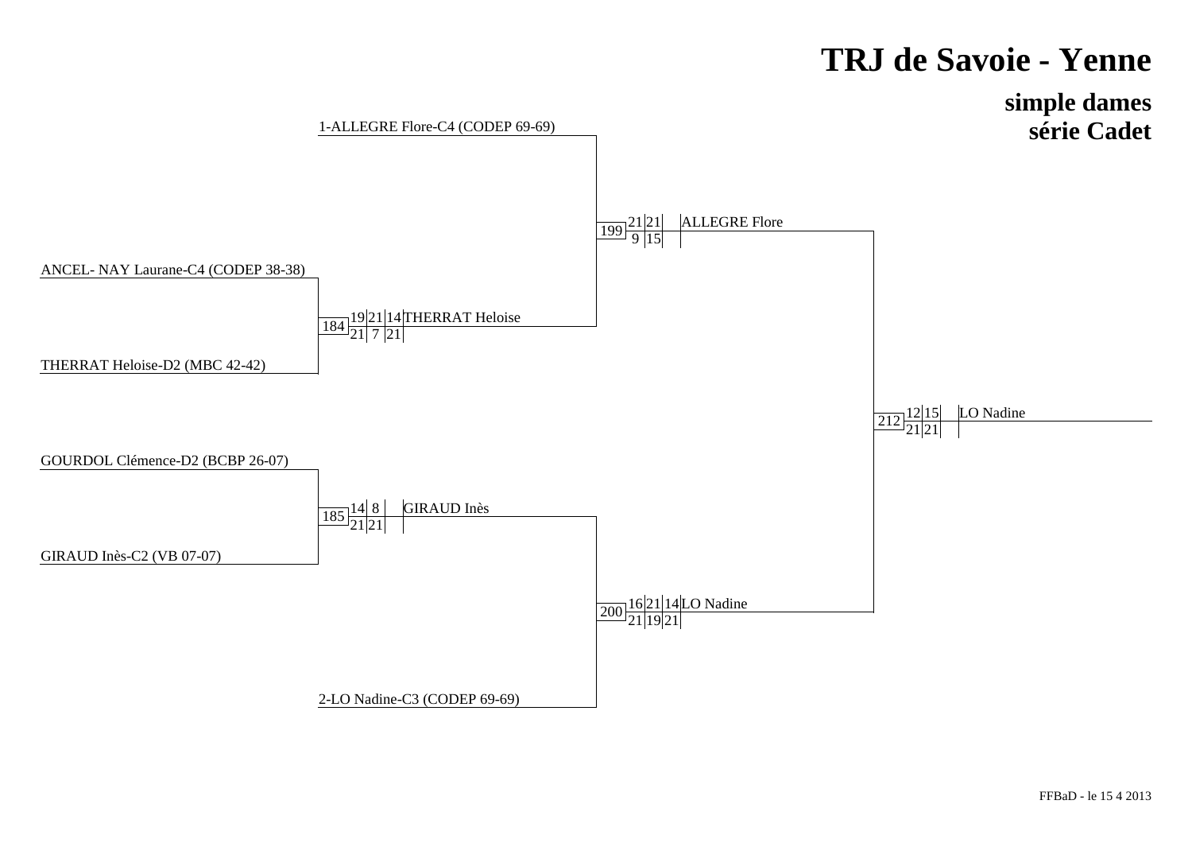# TRJ de Savoie - Yenne

## simple dames
## série Cadet

**Match 184**
- ANCEL- NAY Laurane-C4 (CODEP 38-38)
- THERRAT Heloise-D2 (MBC 42-42)
- Winner: THERRAT Heloise — 19/21, 21/7, 14/21

**Match 185**
- GOURDOL Clémence-D2 (BCBP 26-07)
- GIRAUD Inès-C2 (VB 07-07)
- Winner: GIRAUD Inès — 14/21, 8/21

**Match 199**
- 1-ALLEGRE Flore-C4 (CODEP 69-69)
- THERRAT Heloise
- Winner: ALLEGRE Flore — 21/9, 21/15

**Match 200**
- GIRAUD Inès
- 2-LO Nadine-C3 (CODEP 69-69)
- Winner: LO Nadine — 16/21, 21/19, 14/21

**Match 212**
- ALLEGRE Flore
- LO Nadine
- Winner: LO Nadine — 12/21, 15/21

FFBaD - le 15 4 2013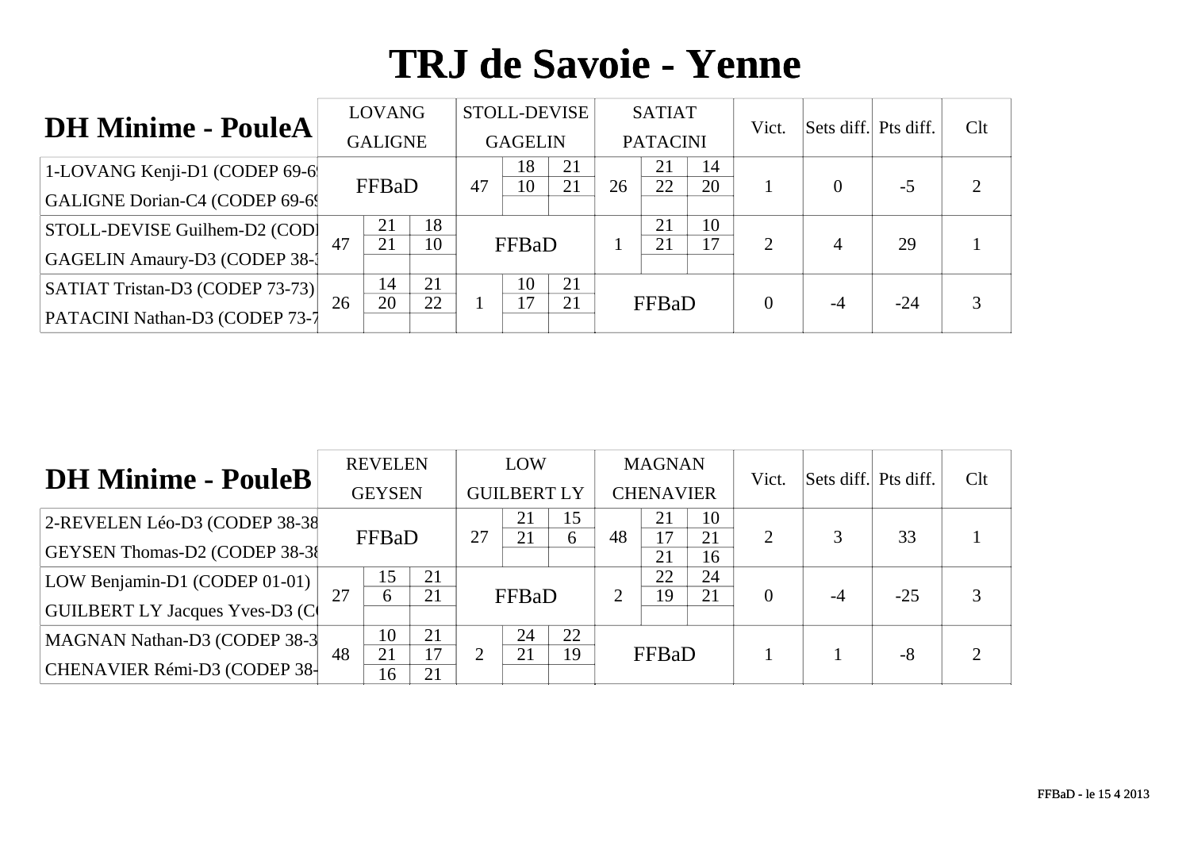# TRJ de Savoie - Yenne

## DH Minime - PouleA

| | LOVANG GALIGNE | | | STOLL-DEVISE GAGELIN | | | SATIAT PATACINI | | | Vict. | Sets diff. | Pts diff. | Clt |
|---|---|---|---|---|---|---|---|---|---|---|---|---|---|
| 1-LOVANG Kenji-D1 (CODEP 69-6 / GALIGNE Dorian-C4 (CODEP 69-69 | FFBaD | | | 47 | 18 | 21 | 26 | 21 | 14 | 1 | 0 | -5 | 2 |
| | | | | | 10 | 21 | | 22 | 20 | | | | |
| STOLL-DEVISE Guilhem-D2 (COD / GAGELIN Amaury-D3 (CODEP 38-3 | 47 | 21 | 18 | FFBaD | | | 1 | 21 | 10 | 2 | 4 | 29 | 1 |
| | | 21 | 10 | | | | | 21 | 17 | | | | |
| SATIAT Tristan-D3 (CODEP 73-73) / PATACINI Nathan-D3 (CODEP 73-7 | 26 | 14 | 21 | 1 | 10 | 21 | FFBaD | | | 0 | -4 | -24 | 3 |
| | | 20 | 22 | | 17 | 21 | | | | | | | |

## DH Minime - PouleB

| | REVELEN GEYSEN | | | LOW GUILBERT LY | | | MAGNAN CHENAVIER | | | Vict. | Sets diff. | Pts diff. | Clt |
|---|---|---|---|---|---|---|---|---|---|---|---|---|---|
| 2-REVELEN Léo-D3 (CODEP 38-38 / GEYSEN Thomas-D2 (CODEP 38-38 | FFBaD | | | 27 | 21 | 15 | 48 | 21 | 10 | 2 | 3 | 33 | 1 |
| | | | | | 21 | 6 | | 17 | 21 | | | | |
| | | | | | | | | 21 | 16 | | | | |
| LOW Benjamin-D1 (CODEP 01-01) / GUILBERT LY Jacques Yves-D3 (C | 27 | 15 | 21 | FFBaD | | | 2 | 22 | 24 | 0 | -4 | -25 | 3 |
| | | 6 | 21 | | | | | 19 | 21 | | | | |
| MAGNAN Nathan-D3 (CODEP 38-3 / CHENAVIER Rémi-D3 (CODEP 38- | 48 | 10 | 21 | 2 | 24 | 22 | FFBaD | | | 1 | 1 | -8 | 2 |
| | | 21 | 17 | | 21 | 19 | | | | | | | |
| | | 16 | 21 | | | | | | | | | | |

FFBaD - le 15 4 2013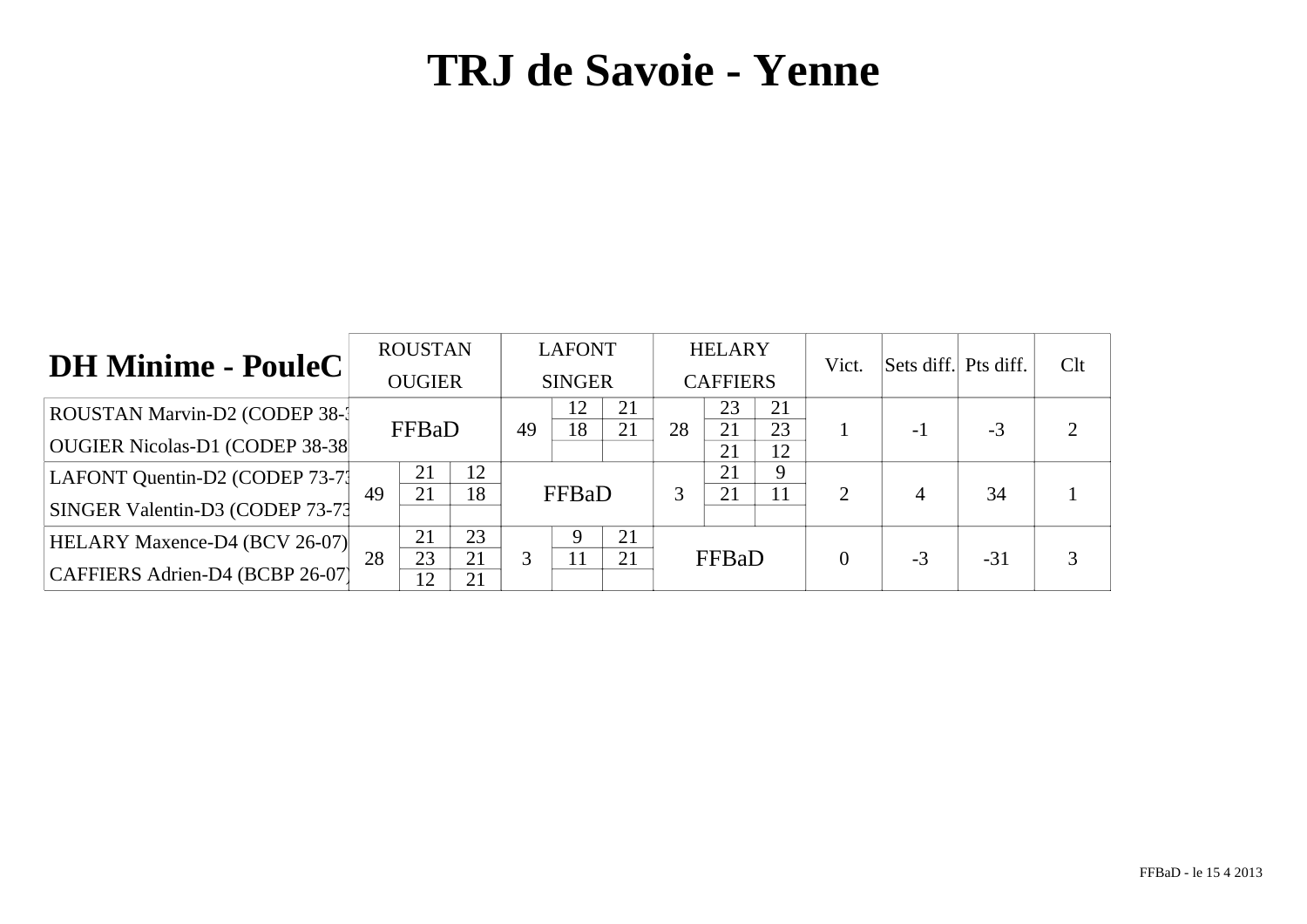# TRJ de Savoie - Yenne

## DH Minime - PouleC

| | ROUSTAN OUGIER | | | LAFONT SINGER | | | HELARY CAFFIERS | | | Vict. | Sets diff. | Pts diff. | Clt |
|---|---|---|---|---|---|---|---|---|---|---|---|---|---|
| ROUSTAN Marvin-D2 (CODEP 38-3 / OUGIER Nicolas-D1 (CODEP 38-38 | FFBaD | | | 49 | 12 | 21 | 28 | 23 | 21 | 1 | -1 | -3 | 2 |
| | | | | | 18 | 21 | | 21 | 23 | | | | |
| | | | | | | | | 21 | 12 | | | | |
| LAFONT Quentin-D2 (CODEP 73-73 / SINGER Valentin-D3 (CODEP 73-73 | 49 | 21 | 12 | FFBaD | | | 3 | 21 | 9 | 2 | 4 | 34 | 1 |
| | | 21 | 18 | | | | | 21 | 11 | | | | |
| | | | | | | | | | | | | | |
| HELARY Maxence-D4 (BCV 26-07) / CAFFIERS Adrien-D4 (BCBP 26-07) | 28 | 21 | 23 | 3 | 9 | 21 | FFBaD | | | 0 | -3 | -31 | 3 |
| | | 23 | 21 | | 11 | 21 | | | | | | | |
| | | 12 | 21 | | | | | | | | | | |

FFBaD - le 15 4 2013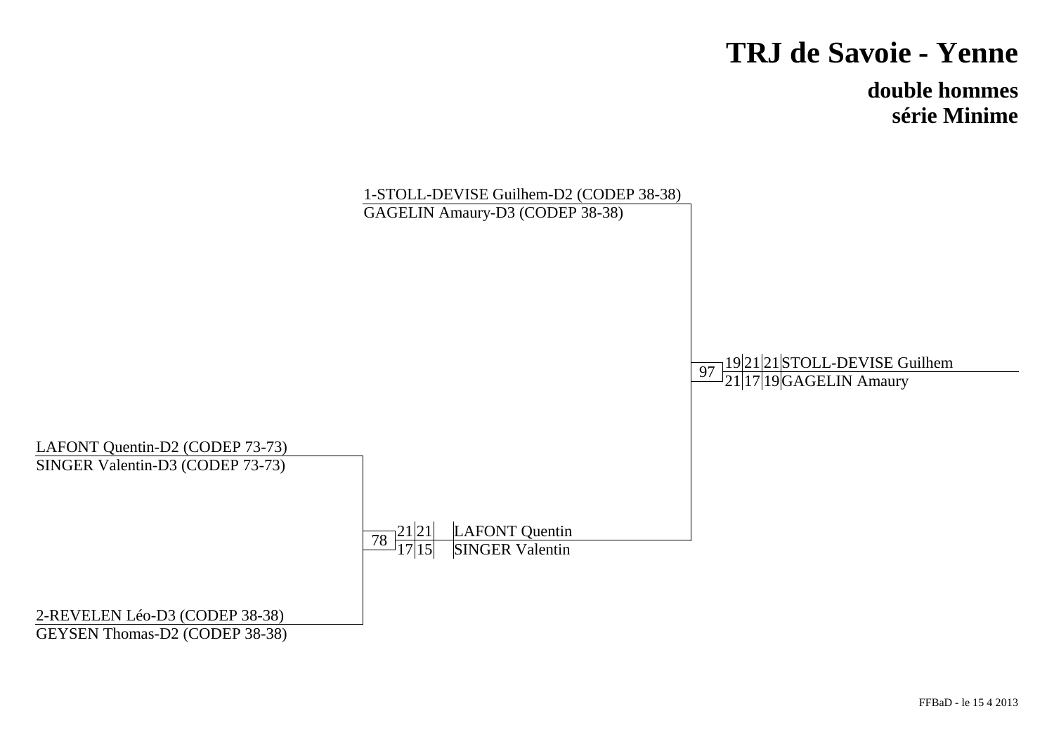# TRJ de Savoie - Yenne

## double hommes
## série Minime

1-STOLL-DEVISE Guilhem-D2 (CODEP 38-38)
GAGELIN Amaury-D3 (CODEP 38-38)

LAFONT Quentin-D2 (CODEP 73-73)
SINGER Valentin-D3 (CODEP 73-73)

2-REVELEN Léo-D3 (CODEP 38-38)
GEYSEN Thomas-D2 (CODEP 38-38)

**Match 78**

| | Set 1 | Set 2 | Set 3 |
|---|---|---|---|
| LAFONT Quentin / SINGER Valentin | 21 | 21 | |
| REVELEN Léo / GEYSEN Thomas | 17 | 15 | |

**Match 97**

| | Set 1 | Set 2 | Set 3 |
|---|---|---|---|
| STOLL-DEVISE Guilhem / GAGELIN Amaury | 19 | 21 | 21 |
| LAFONT Quentin / SINGER Valentin | 21 | 17 | 19 |

Vainqueurs : STOLL-DEVISE Guilhem / GAGELIN Amaury

FFBaD - le 15 4 2013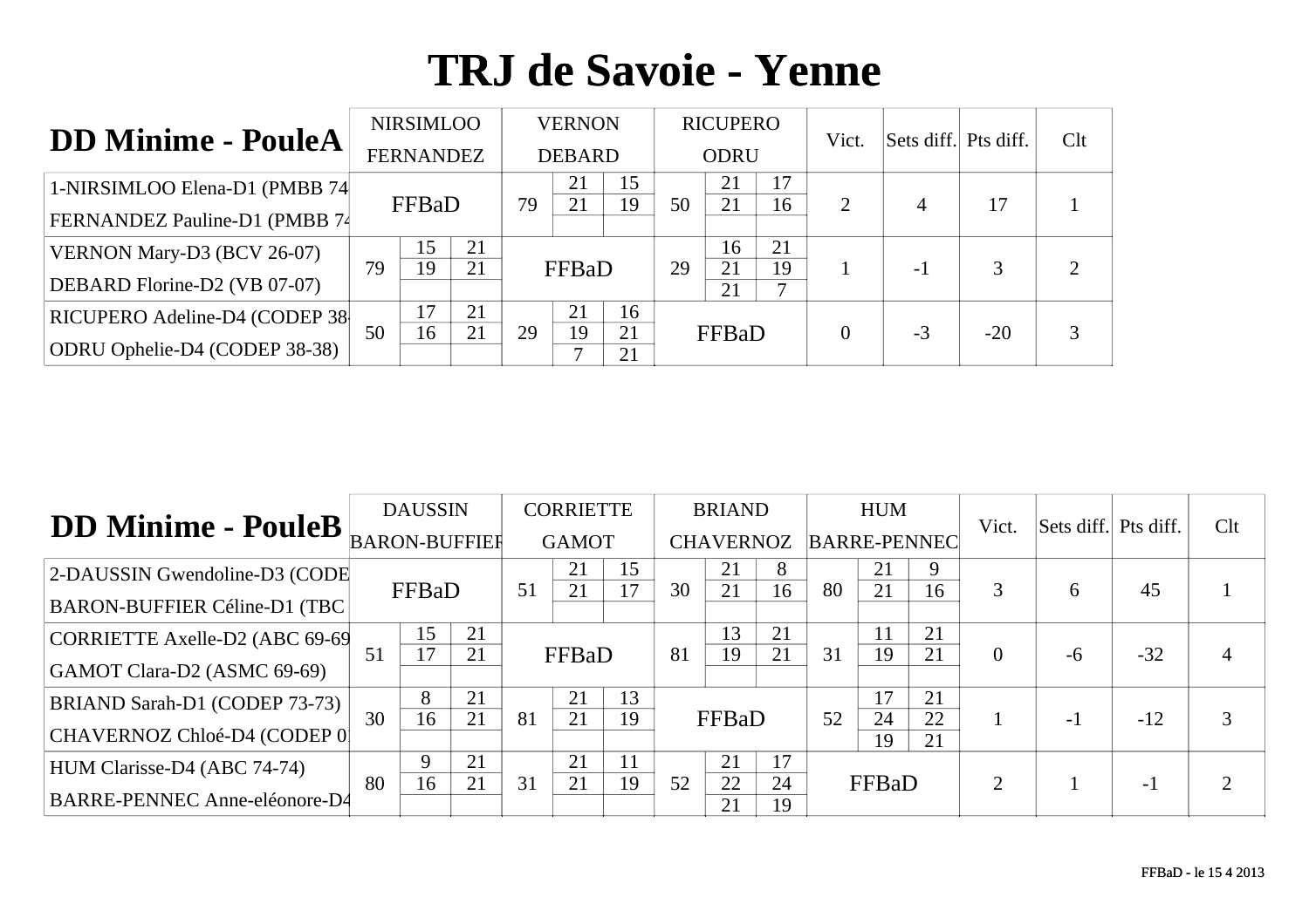# TRJ de Savoie - Yenne

| DD Minime - PouleA | NIRSIMLOO FERNANDEZ | | | VERNON DEBARD | | | RICUPERO ODRU | | | Vict. | Sets diff. | Pts diff. | Clt |
|---|---|---|---|---|---|---|---|---|---|---|---|---|---|
| 1-NIRSIMLOO Elena-D1 (PMBB 74<br>FERNANDEZ Pauline-D1 (PMBB 74 | FFBaD | | | 79 | 21<br>21 | 15<br>19 | 50 | 21<br>21 | 17<br>16 | 2 | 4 | 17 | 1 |
| VERNON Mary-D3 (BCV 26-07)<br>DEBARD Florine-D2 (VB 07-07) | 79 | 15<br>19 | 21<br>21 | FFBaD | | | 29 | 16<br>21<br>21 | 21<br>19<br>7 | 1 | -1 | 3 | 2 |
| RICUPERO Adeline-D4 (CODEP 38<br>ODRU Ophelie-D4 (CODEP 38-38) | 50 | 17<br>16 | 21<br>21 | 29 | 21<br>19<br>7 | 16<br>21<br>21 | FFBaD | | | 0 | -3 | -20 | 3 |

| DD Minime - PouleB | DAUSSIN BARON-BUFFIER | | | CORRIETTE GAMOT | | | BRIAND CHAVERNOZ | | | HUM BARRE-PENNEC | | | Vict. | Sets diff. | Pts diff. | Clt |
|---|---|---|---|---|---|---|---|---|---|---|---|---|---|---|---|---|
| 2-DAUSSIN Gwendoline-D3 (CODE<br>BARON-BUFFIER Céline-D1 (TBC | FFBaD | | | 51 | 21<br>21 | 15<br>17 | 30 | 21<br>21 | 8<br>16 | 80 | 21<br>21 | 9<br>16 | 3 | 6 | 45 | 1 |
| CORRIETTE Axelle-D2 (ABC 69-69<br>GAMOT Clara-D2 (ASMC 69-69) | 51 | 15<br>17 | 21<br>21 | FFBaD | | | 81 | 13<br>19 | 21<br>21 | 31 | 11<br>19 | 21<br>21 | 0 | -6 | -32 | 4 |
| BRIAND Sarah-D1 (CODEP 73-73)<br>CHAVERNOZ Chloé-D4 (CODEP 0 | 30 | 8<br>16 | 21<br>21 | 81 | 21<br>21 | 13<br>19 | FFBaD | | | 52 | 17<br>24<br>19 | 21<br>22<br>21 | 1 | -1 | -12 | 3 |
| HUM Clarisse-D4 (ABC 74-74)<br>BARRE-PENNEC Anne-eléonore-D4 | 80 | 9<br>16 | 21<br>21 | 31 | 21<br>21 | 11<br>19 | 52 | 21<br>22<br>21 | 17<br>24<br>19 | FFBaD | | | 2 | 1 | -1 | 2 |

FFBaD - le 15 4 2013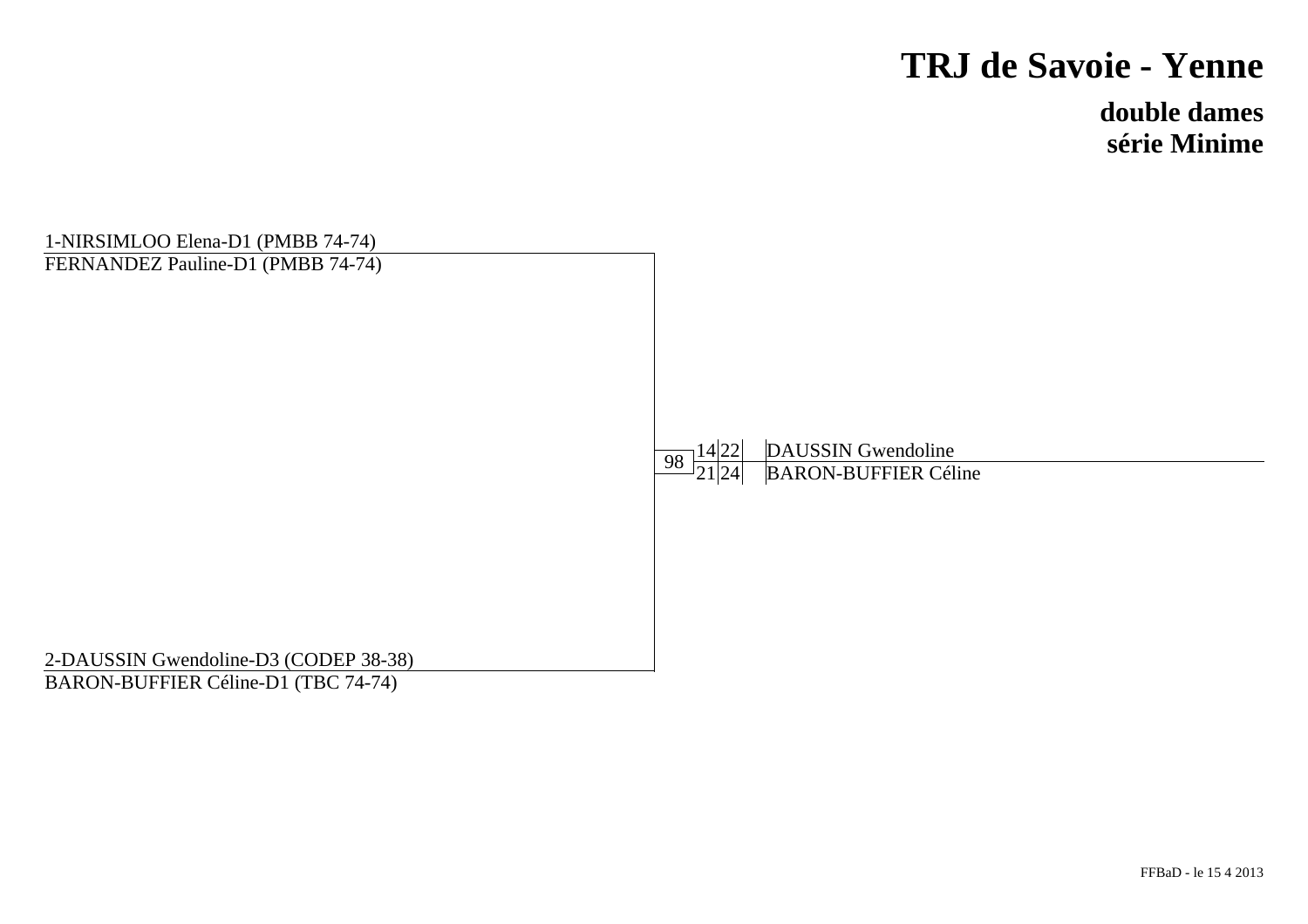# TRJ de Savoie - Yenne

## double dames
## série Minime

1-NIRSIMLOO Elena-D1 (PMBB 74-74)
FERNANDEZ Pauline-D1 (PMBB 74-74)

98

| | | |
|---|---|---|
| 14 | 22 | DAUSSIN Gwendoline |
| 21 | 24 | BARON-BUFFIER Céline |

2-DAUSSIN Gwendoline-D3 (CODEP 38-38)
BARON-BUFFIER Céline-D1 (TBC 74-74)

FFBaD - le 15 4 2013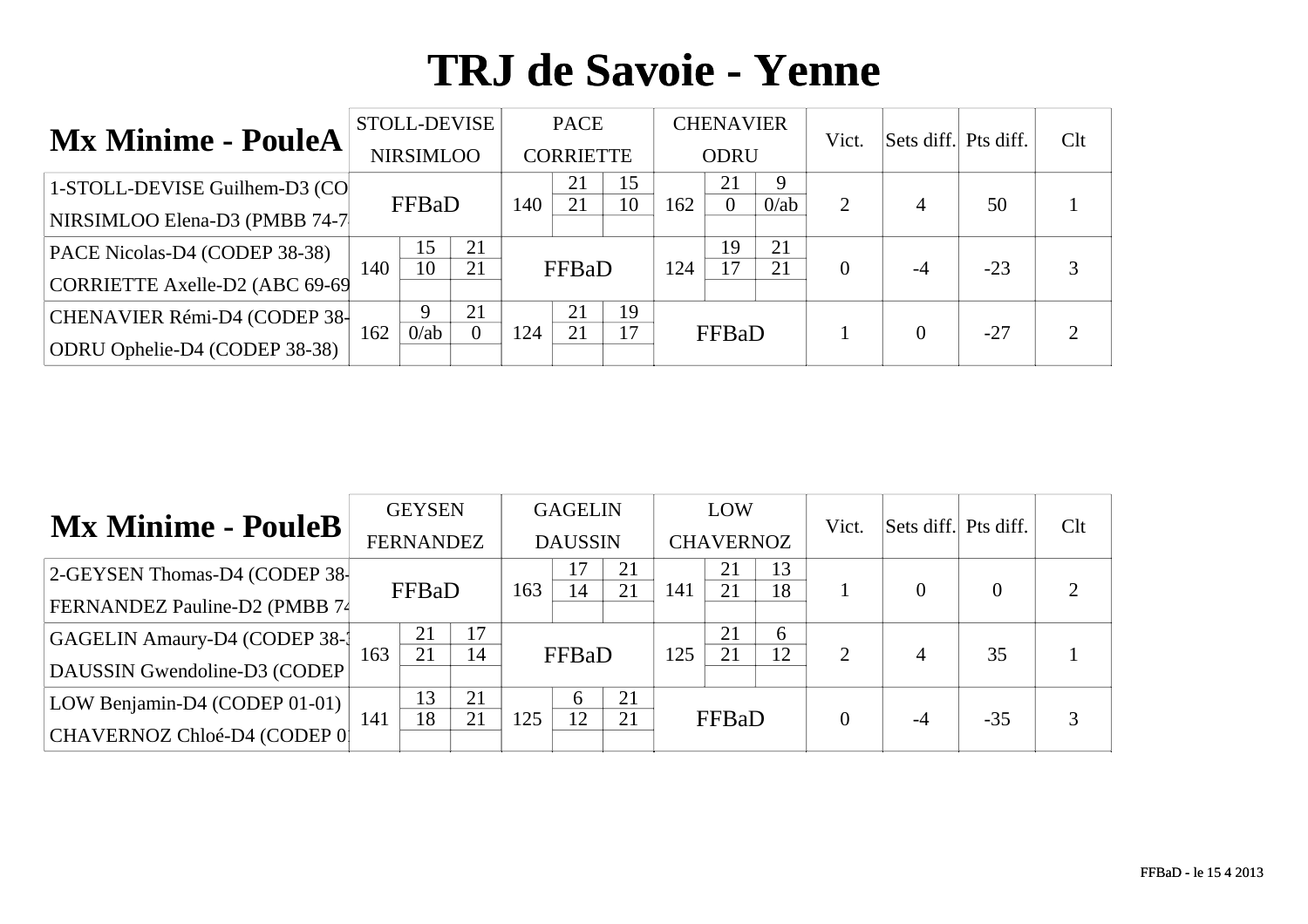# TRJ de Savoie - Yenne

| Mx Minime - PouleA | STOLL-DEVISE NIRSIMLOO | | | PACE CORRIETTE | | | CHENAVIER ODRU | | | Vict. | Sets diff. | Pts diff. | Clt |
|---|---|---|---|---|---|---|---|---|---|---|---|---|---|
| 1-STOLL-DEVISE Guilhem-D3 (CO<br>NIRSIMLOO Elena-D3 (PMBB 74-7 | FFBaD | | | 140 | 21<br>21 | 15<br>10 | 162 | 21<br>0 | 9<br>0/ab | 2 | 4 | 50 | 1 |
| PACE Nicolas-D4 (CODEP 38-38)<br>CORRIETTE Axelle-D2 (ABC 69-69 | 140 | 15<br>10 | 21<br>21 | FFBaD | | | 124 | 19<br>17 | 21<br>21 | 0 | -4 | -23 | 3 |
| CHENAVIER Rémi-D4 (CODEP 38-<br>ODRU Ophelie-D4 (CODEP 38-38) | 162 | 9<br>0/ab | 21<br>0 | 124 | 21<br>21 | 19<br>17 | FFBaD | | | 1 | 0 | -27 | 2 |

| Mx Minime - PouleB | GEYSEN FERNANDEZ | | | GAGELIN DAUSSIN | | | LOW CHAVERNOZ | | | Vict. | Sets diff. | Pts diff. | Clt |
|---|---|---|---|---|---|---|---|---|---|---|---|---|---|
| 2-GEYSEN Thomas-D4 (CODEP 38-<br>FERNANDEZ Pauline-D2 (PMBB 74 | FFBaD | | | 163 | 17<br>14 | 21<br>21 | 141 | 21<br>21 | 13<br>18 | 1 | 0 | 0 | 2 |
| GAGELIN Amaury-D4 (CODEP 38-3<br>DAUSSIN Gwendoline-D3 (CODEP | 163 | 21<br>21 | 17<br>14 | FFBaD | | | 125 | 21<br>21 | 6<br>12 | 2 | 4 | 35 | 1 |
| LOW Benjamin-D4 (CODEP 01-01)<br>CHAVERNOZ Chloé-D4 (CODEP 0 | 141 | 13<br>18 | 21<br>21 | 125 | 6<br>12 | 21<br>21 | FFBaD | | | 0 | -4 | -35 | 3 |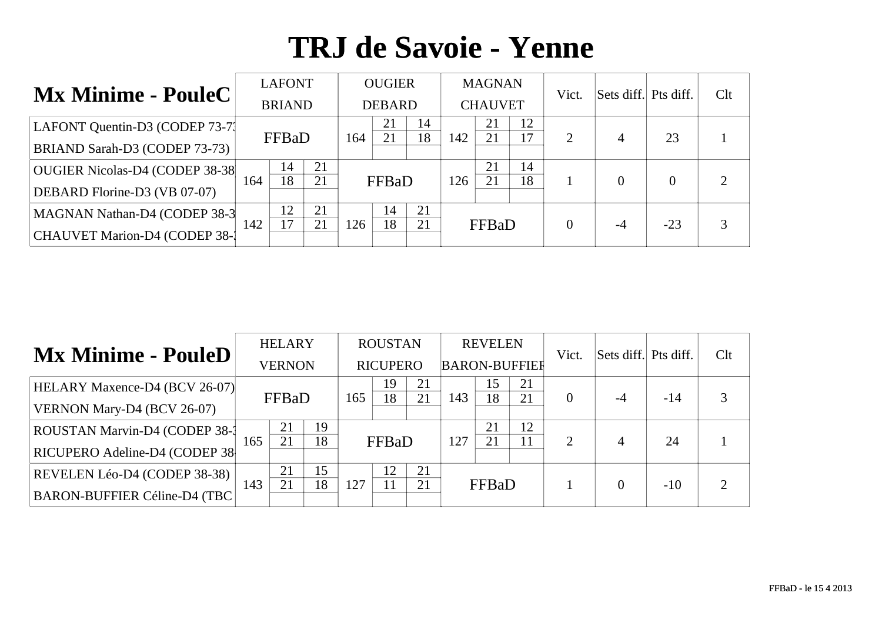# TRJ de Savoie - Yenne

## Mx Minime - PouleC

| | LAFONT BRIAND | | | OUGIER DEBARD | | | MAGNAN CHAUVET | | | Vict. | Sets diff. | Pts diff. | Clt |
|---|---|---|---|---|---|---|---|---|---|---|---|---|---|
| LAFONT Quentin-D3 (CODEP 73-73) BRIAND Sarah-D3 (CODEP 73-73) | FFBaD | | | 164 | 21 / 21 | 14 / 18 | 142 | 21 / 21 | 12 / 17 | 2 | 4 | 23 | 1 |
| OUGIER Nicolas-D4 (CODEP 38-38) DEBARD Florine-D3 (VB 07-07) | 164 | 14 / 18 | 21 / 21 | FFBaD | | | 126 | 21 / 21 | 14 / 18 | 1 | 0 | 0 | 2 |
| MAGNAN Nathan-D4 (CODEP 38-3 CHAUVET Marion-D4 (CODEP 38-3 | 142 | 12 / 17 | 21 / 21 | 126 | 14 / 18 | 21 / 21 | FFBaD | | | 0 | -4 | -23 | 3 |

## Mx Minime - PouleD

| | HELARY VERNON | | | ROUSTAN RICUPERO | | | REVELEN BARON-BUFFIER | | | Vict. | Sets diff. | Pts diff. | Clt |
|---|---|---|---|---|---|---|---|---|---|---|---|---|---|
| HELARY Maxence-D4 (BCV 26-07) VERNON Mary-D4 (BCV 26-07) | FFBaD | | | 165 | 19 / 18 | 21 / 21 | 143 | 15 / 18 | 21 / 21 | 0 | -4 | -14 | 3 |
| ROUSTAN Marvin-D4 (CODEP 38-3 RICUPERO Adeline-D4 (CODEP 38- | 165 | 21 / 21 | 19 / 18 | FFBaD | | | 127 | 21 / 21 | 12 / 11 | 2 | 4 | 24 | 1 |
| REVELEN Léo-D4 (CODEP 38-38) BARON-BUFFIER Céline-D4 (TBC | 143 | 21 / 21 | 15 / 18 | 127 | 12 / 11 | 21 / 21 | FFBaD | | | 1 | 0 | -10 | 2 |

FFBaD - le 15 4 2013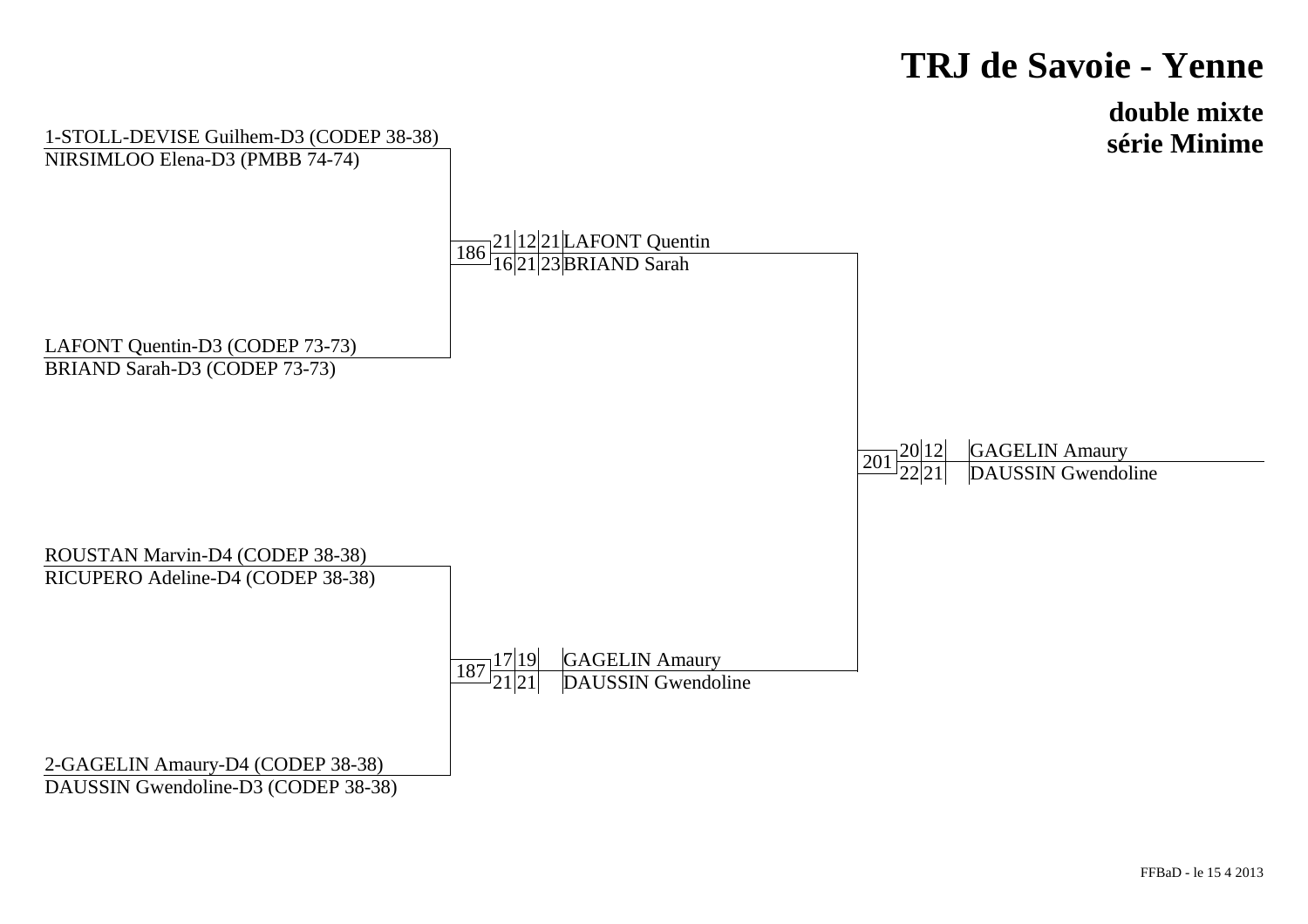# TRJ de Savoie - Yenne

## double mixte
## série Minime

1-STOLL-DEVISE Guilhem-D3 (CODEP 38-38)
NIRSIMLOO Elena-D3 (PMBB 74-74)

LAFONT Quentin-D3 (CODEP 73-73)
BRIAND Sarah-D3 (CODEP 73-73)

ROUSTAN Marvin-D4 (CODEP 38-38)
RICUPERO Adeline-D4 (CODEP 38-38)

2-GAGELIN Amaury-D4 (CODEP 38-38)
DAUSSIN Gwendoline-D3 (CODEP 38-38)

| Match | Scores | Vainqueurs |
|---|---|---|
| 186 | 21/16, 12/21, 21/23 | LAFONT Quentin / BRIAND Sarah |
| 187 | 17/21, 19/21 | GAGELIN Amaury / DAUSSIN Gwendoline |
| 201 | 20/22, 12/21 | GAGELIN Amaury / DAUSSIN Gwendoline |

FFBaD - le 15 4 2013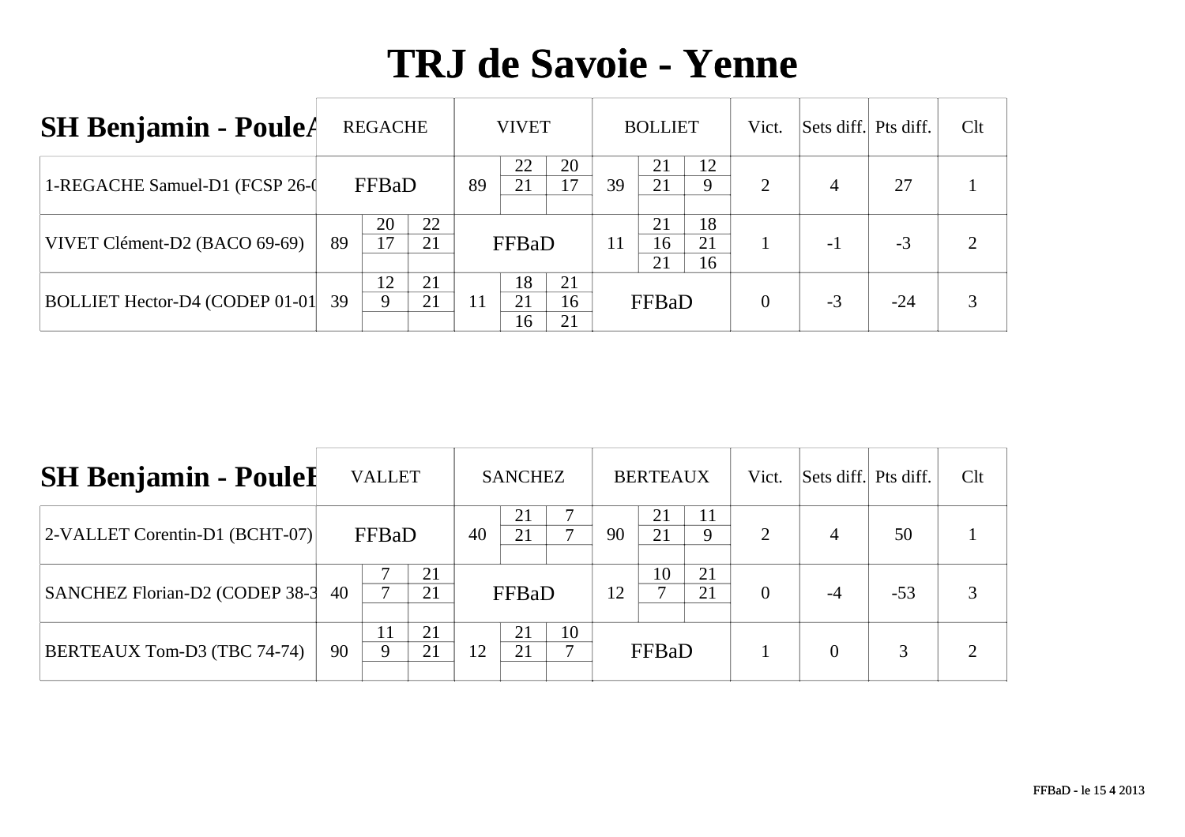# TRJ de Savoie - Yenne

| SH Benjamin - PouleA | REGACHE | | | VIVET | | | BOLLIET | | | Vict. | Sets diff. | Pts diff. | Clt |
|---|---|---|---|---|---|---|---|---|---|---|---|---|---|
| 1-REGACHE Samuel-D1 (FCSP 26-0 | FFBaD | | | 89 | 22 | 20 | 39 | 21 | 12 | 2 | 4 | 27 | 1 |
| | | | | | 21 | 17 | | 21 | 9 | | | | |
| | | | | | | | | | | | | | |
| VIVET Clément-D2 (BACO 69-69) | 89 | 20 | 22 | FFBaD | | | 11 | 21 | 18 | 1 | -1 | -3 | 2 |
| | | 17 | 21 | | | | | 16 | 21 | | | | |
| | | | | | | | | 21 | 16 | | | | |
| BOLLIET Hector-D4 (CODEP 01-01 | 39 | 12 | 21 | 11 | 18 | 21 | FFBaD | | | 0 | -3 | -24 | 3 |
| | | 9 | 21 | | 21 | 16 | | | | | | | |
| | | | | | 16 | 21 | | | | | | | |

| SH Benjamin - PouleB | VALLET | | | SANCHEZ | | | BERTEAUX | | | Vict. | Sets diff. | Pts diff. | Clt |
|---|---|---|---|---|---|---|---|---|---|---|---|---|---|
| 2-VALLET Corentin-D1 (BCHT-07) | FFBaD | | | 40 | 21 | 7 | 90 | 21 | 11 | 2 | 4 | 50 | 1 |
| | | | | | 21 | 7 | | 21 | 9 | | | | |
| | | | | | | | | | | | | | |
| SANCHEZ Florian-D2 (CODEP 38-3 | 40 | 7 | 21 | FFBaD | | | 12 | 10 | 21 | 0 | -4 | -53 | 3 |
| | | 7 | 21 | | | | | 7 | 21 | | | | |
| | | | | | | | | | | | | | |
| BERTEAUX Tom-D3 (TBC 74-74) | 90 | 11 | 21 | 12 | 21 | 10 | FFBaD | | | 1 | 0 | 3 | 2 |
| | | 9 | 21 | | 21 | 7 | | | | | | | |
| | | | | | | | | | | | | | |

FFBaD - le 15 4 2013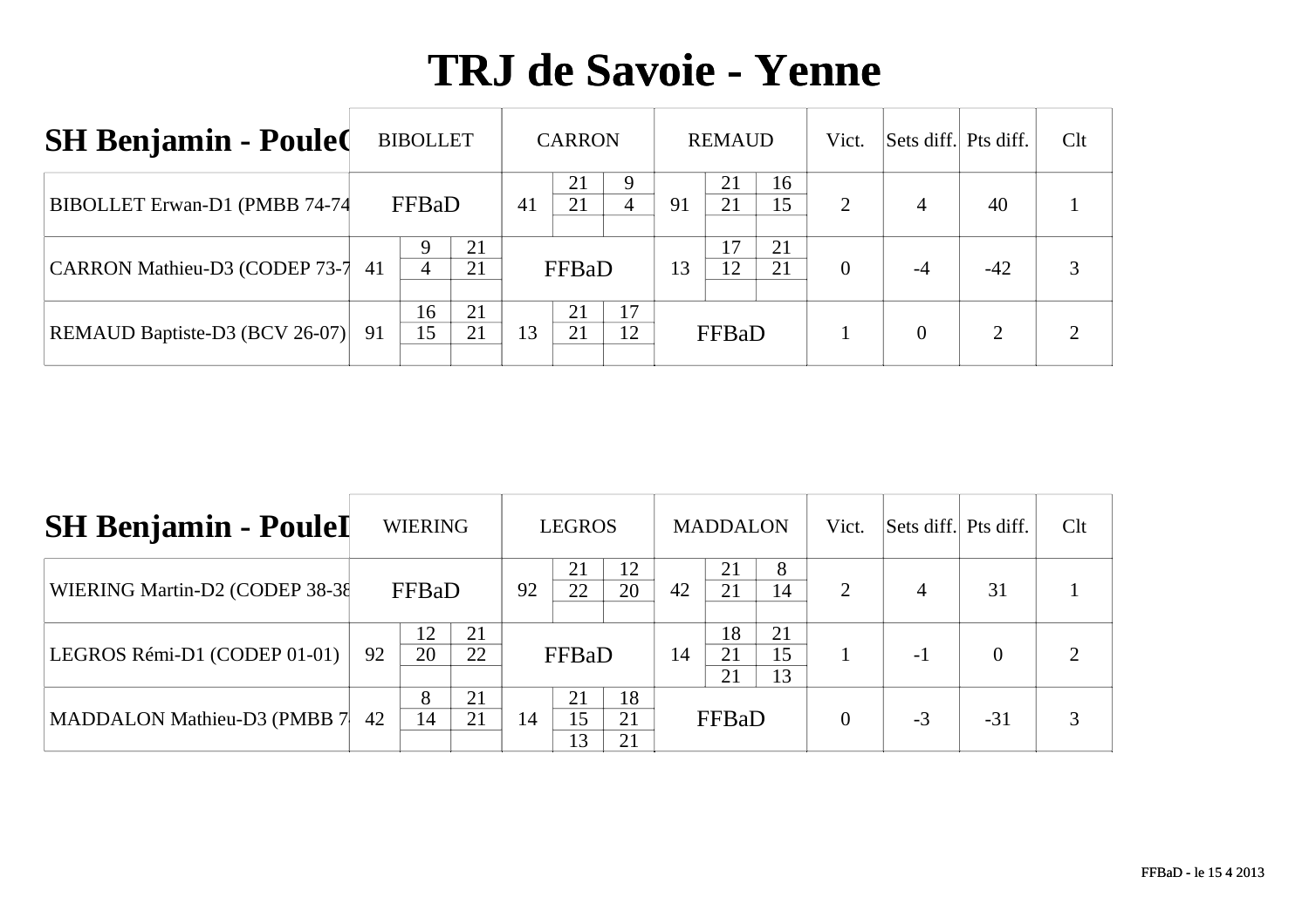# TRJ de Savoie - Yenne

## SH Benjamin - PouleC

| SH Benjamin - PouleC | BIBOLLET | | | CARRON | | | REMAUD | | | Vict. | Sets diff. | Pts diff. | Clt |
|---|---|---|---|---|---|---|---|---|---|---|---|---|---|
| BIBOLLET Erwan-D1 (PMBB 74-74 | FFBaD | | | 41 | 21 | 9 | 91 | 21 | 16 | 2 | 4 | 40 | 1 |
| | | | | | 21 | 4 | | 21 | 15 | | | | |
| CARRON Mathieu-D3 (CODEP 73-7 | 41 | 9 | 21 | FFBaD | | | 13 | 17 | 21 | 0 | -4 | -42 | 3 |
| | | 4 | 21 | | | | | 12 | 21 | | | | |
| REMAUD Baptiste-D3 (BCV 26-07) | 91 | 16 | 21 | 13 | 21 | 17 | FFBaD | | | 1 | 0 | 2 | 2 |
| | | 15 | 21 | | 21 | 12 | | | | | | | |

## SH Benjamin - PouleD

| SH Benjamin - PouleD | WIERING | | | LEGROS | | | MADDALON | | | Vict. | Sets diff. | Pts diff. | Clt |
|---|---|---|---|---|---|---|---|---|---|---|---|---|---|
| WIERING Martin-D2 (CODEP 38-38 | FFBaD | | | 92 | 21 | 12 | 42 | 21 | 8 | 2 | 4 | 31 | 1 |
| | | | | | 22 | 20 | | 21 | 14 | | | | |
| LEGROS Rémi-D1 (CODEP 01-01) | 92 | 12 | 21 | FFBaD | | | 14 | 18 | 21 | 1 | -1 | 0 | 2 |
| | | 20 | 22 | | | | | 21 | 15 | | | | |
| | | | | | | | | 21 | 13 | | | | |
| MADDALON Mathieu-D3 (PMBB 7 | 42 | 8 | 21 | 14 | 21 | 18 | FFBaD | | | 0 | -3 | -31 | 3 |
| | | 14 | 21 | | 15 | 21 | | | | | | | |
| | | | | | 13 | 21 | | | | | | | |

FFBaD - le 15 4 2013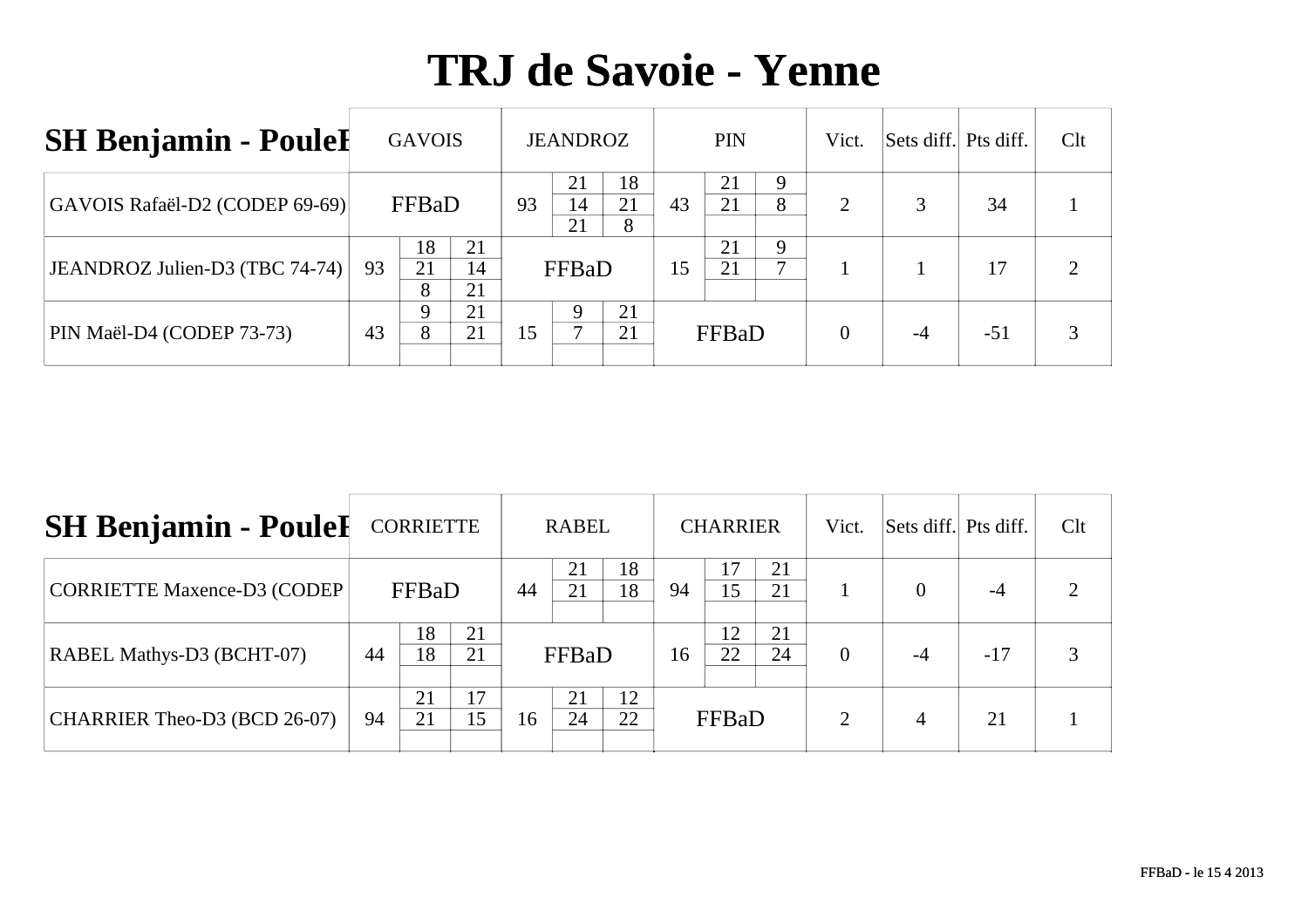# TRJ de Savoie - Yenne

| SH Benjamin - PouleF | GAVOIS | | | JEANDROZ | | | PIN | | | Vict. | Sets diff. | Pts diff. | Clt |
|---|---|---|---|---|---|---|---|---|---|---|---|---|---|
| GAVOIS Rafaël-D2 (CODEP 69-69) | FFBaD | | | 93 | 21 | 18 | 43 | 21 | 9 | 2 | 3 | 34 | 1 |
| | | | | | 14 | 21 | | 21 | 8 | | | | |
| | | | | | 21 | 8 | | | | | | | |
| JEANDROZ Julien-D3 (TBC 74-74) | 93 | 18 | 21 | FFBaD | | | 15 | 21 | 9 | 1 | 1 | 17 | 2 |
| | | 21 | 14 | | | | | 21 | 7 | | | | |
| | | 8 | 21 | | | | | | | | | | |
| PIN Maël-D4 (CODEP 73-73) | 43 | 9 | 21 | 15 | 9 | 21 | FFBaD | | | 0 | -4 | -51 | 3 |
| | | 8 | 21 | | 7 | 21 | | | | | | | |

| SH Benjamin - PouleF | CORRIETTE | | | RABEL | | | CHARRIER | | | Vict. | Sets diff. | Pts diff. | Clt |
|---|---|---|---|---|---|---|---|---|---|---|---|---|---|
| CORRIETTE Maxence-D3 (CODEP | FFBaD | | | 44 | 21 | 18 | 94 | 17 | 21 | 1 | 0 | -4 | 2 |
| | | | | | 21 | 18 | | 15 | 21 | | | | |
| RABEL Mathys-D3 (BCHT-07) | 44 | 18 | 21 | FFBaD | | | 16 | 12 | 21 | 0 | -4 | -17 | 3 |
| | | 18 | 21 | | | | | 22 | 24 | | | | |
| CHARRIER Theo-D3 (BCD 26-07) | 94 | 21 | 17 | 16 | 21 | 12 | FFBaD | | | 2 | 4 | 21 | 1 |
| | | 21 | 15 | | 24 | 22 | | | | | | | |

FFBaD - le 15 4 2013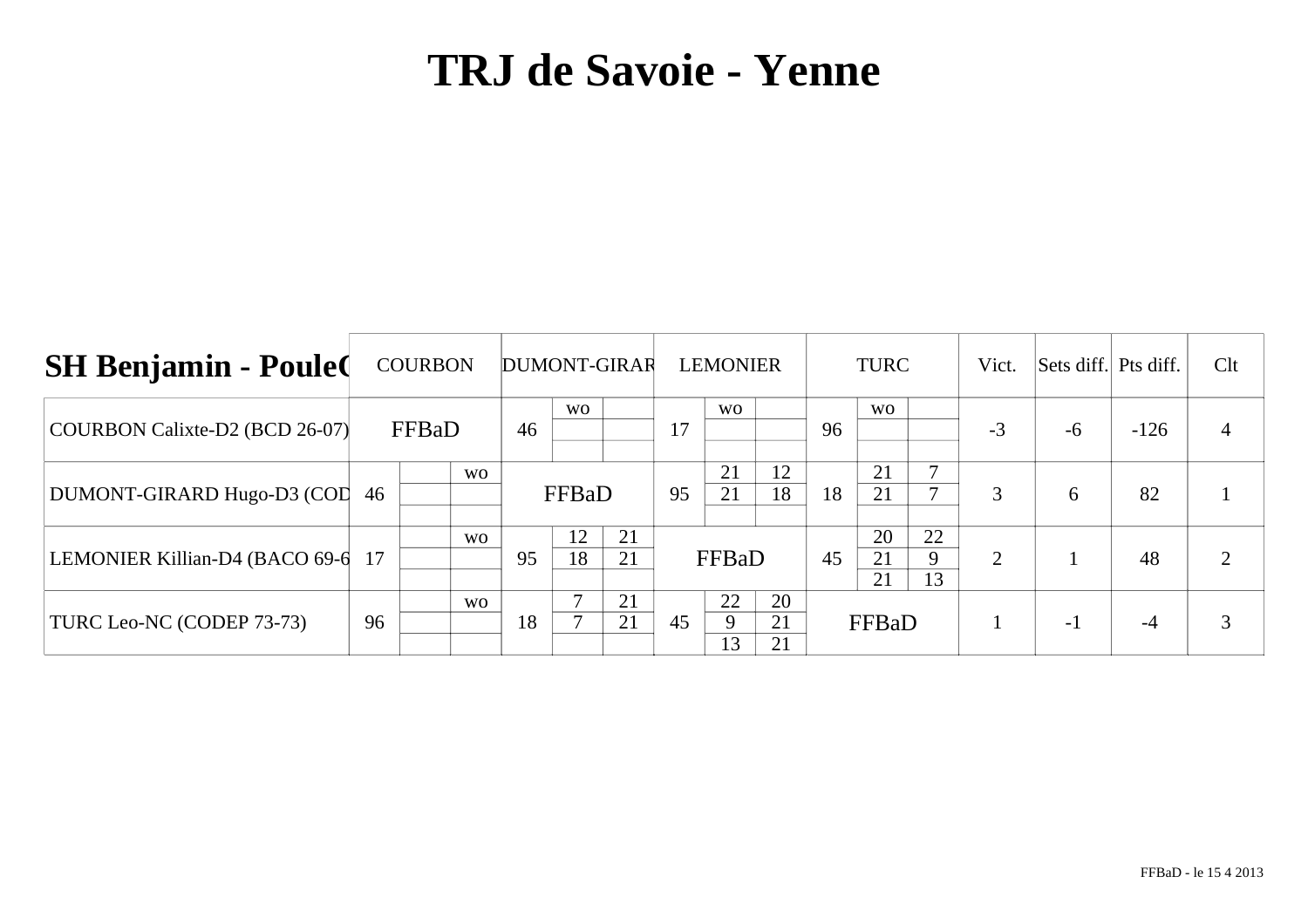# TRJ de Savoie - Yenne

| SH Benjamin - PouleC | COURBON | | | DUMONT-GIRAR | | | LEMONIER | | | TURC | | | Vict. | Sets diff. | Pts diff. | Clt |
|---|---|---|---|---|---|---|---|---|---|---|---|---|---|---|---|---|
| COURBON Calixte-D2 (BCD 26-07) | FFBaD | | | 46 | wo | | 17 | wo | | 96 | wo | | -3 | -6 | -126 | 4 |
| DUMONT-GIRARD Hugo-D3 (COD | 46 | | wo | FFBaD | | | 95 | 21 / 21 | 12 / 18 | 18 | 21 / 21 | 7 / 7 | 3 | 6 | 82 | 1 |
| LEMONIER Killian-D4 (BACO 69-6 | 17 | | wo | 95 | 12 / 18 | 21 / 21 | FFBaD | | | 45 | 20 / 21 / 21 | 22 / 9 / 13 | 2 | 1 | 48 | 2 |
| TURC Leo-NC (CODEP 73-73) | 96 | | wo | 18 | 7 / 7 | 21 / 21 | 45 | 22 / 9 / 13 | 20 / 21 / 21 | FFBaD | | | 1 | -1 | -4 | 3 |

FFBaD - le 15 4 2013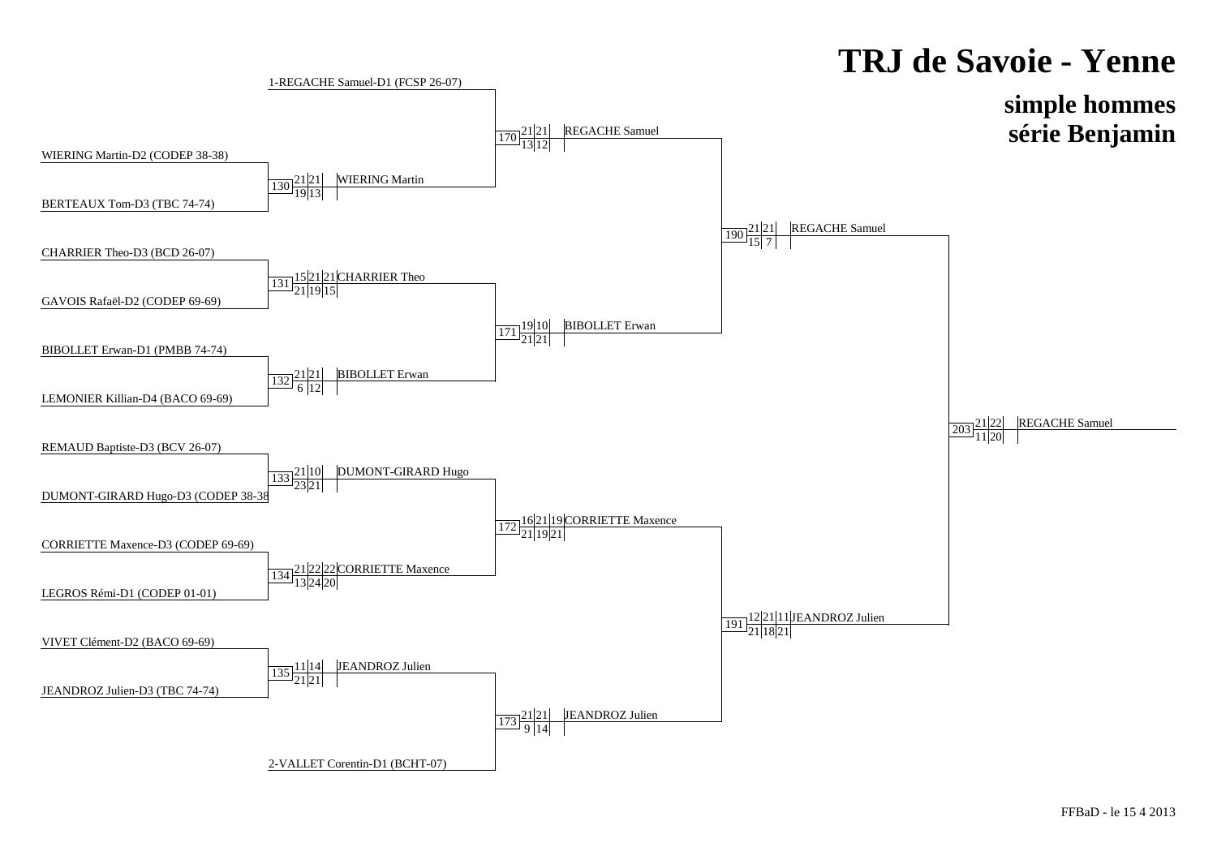# TRJ de Savoie - Yenne

## simple hommes
## série Benjamin

### Premier tour

| Match | Joueur 1 | Joueur 2 | Scores | Vainqueur |
|---|---|---|---|---|
| 130 | WIERING Martin-D2 (CODEP 38-38) | BERTEAUX Tom-D3 (TBC 74-74) | 21/19, 21/13 | WIERING Martin |
| 131 | CHARRIER Theo-D3 (BCD 26-07) | GAVOIS Rafaël-D2 (CODEP 69-69) | 15/21, 21/19, 21/15 | CHARRIER Theo |
| 132 | BIBOLLET Erwan-D1 (PMBB 74-74) | LEMONIER Killian-D4 (BACO 69-69) | 21/6, 21/12 | BIBOLLET Erwan |
| 133 | REMAUD Baptiste-D3 (BCV 26-07) | DUMONT-GIRARD Hugo-D3 (CODEP 38-38 | 21/23, 10/21 | DUMONT-GIRARD Hugo |
| 134 | CORRIETTE Maxence-D3 (CODEP 69-69) | LEGROS Rémi-D1 (CODEP 01-01) | 21/13, 22/24, 22/20 | CORRIETTE Maxence |
| 135 | VIVET Clément-D2 (BACO 69-69) | JEANDROZ Julien-D3 (TBC 74-74) | 11/21, 14/21 | JEANDROZ Julien |

### Deuxième tour

| Match | Joueur 1 | Joueur 2 | Scores | Vainqueur |
|---|---|---|---|---|
| 170 | 1-REGACHE Samuel-D1 (FCSP 26-07) | WIERING Martin | 21/13, 21/12 | REGACHE Samuel |
| 171 | CHARRIER Theo | BIBOLLET Erwan | 19/21, 10/21 | BIBOLLET Erwan |
| 172 | DUMONT-GIRARD Hugo | CORRIETTE Maxence | 16/21, 21/19, 19/21 | CORRIETTE Maxence |
| 173 | JEANDROZ Julien | 2-VALLET Corentin-D1 (BCHT-07) | 21/9, 21/14 | JEANDROZ Julien |

### Demi-finales

| Match | Joueur 1 | Joueur 2 | Scores | Vainqueur |
|---|---|---|---|---|
| 190 | REGACHE Samuel | BIBOLLET Erwan | 21/15, 21/7 | REGACHE Samuel |
| 191 | CORRIETTE Maxence | JEANDROZ Julien | 12/21, 21/18, 11/21 | JEANDROZ Julien |

### Finale

| Match | Joueur 1 | Joueur 2 | Scores | Vainqueur |
|---|---|---|---|---|
| 203 | REGACHE Samuel | JEANDROZ Julien | 21/11, 22/20 | REGACHE Samuel |

FFBaD - le 15 4 2013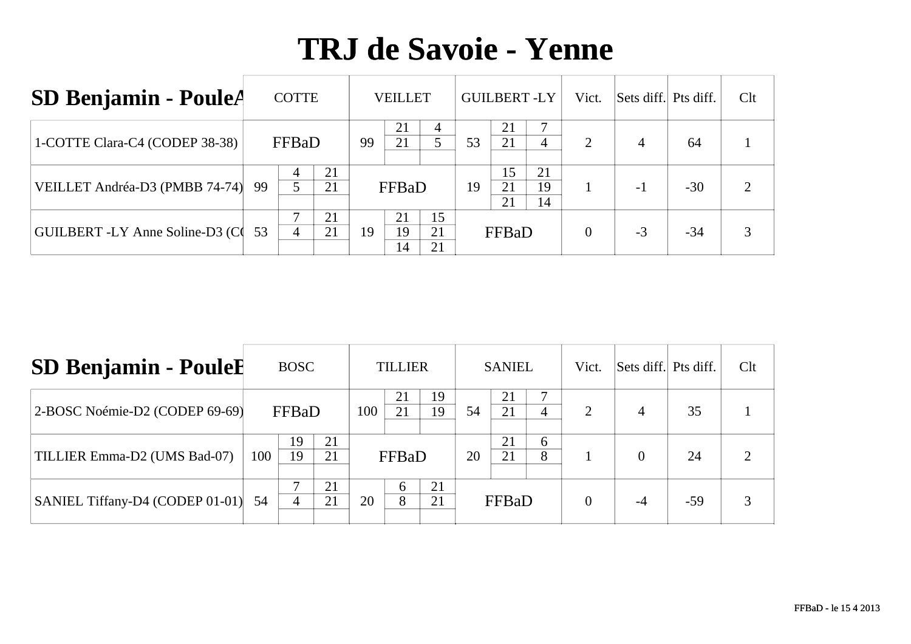# TRJ de Savoie - Yenne

| SD Benjamin - PouleA | COTTE | | | VEILLET | | | GUILBERT -LY | | | Vict. | Sets diff. | Pts diff. | Clt |
|---|---|---|---|---|---|---|---|---|---|---|---|---|---|
| 1-COTTE Clara-C4 (CODEP 38-38) | FFBaD | | | 99 | 21 | 4 | 53 | 21 | 7 | 2 | 4 | 64 | 1 |
| | | | | | 21 | 5 | | 21 | 4 | | | | |
| | | | | | | | | | | | | | |
| VEILLET Andréa-D3 (PMBB 74-74) | 99 | 4 | 21 | FFBaD | | | 19 | 15 | 21 | 1 | -1 | -30 | 2 |
| | | 5 | 21 | | | | | 21 | 19 | | | | |
| | | | | | | | | 21 | 14 | | | | |
| GUILBERT -LY Anne Soline-D3 (C( | 53 | 7 | 21 | 19 | 21 | 15 | FFBaD | | | 0 | -3 | -34 | 3 |
| | | 4 | 21 | | 19 | 21 | | | | | | | |
| | | | | | 14 | 21 | | | | | | | |

| SD Benjamin - PouleB | BOSC | | | TILLIER | | | SANIEL | | | Vict. | Sets diff. | Pts diff. | Clt |
|---|---|---|---|---|---|---|---|---|---|---|---|---|---|
| 2-BOSC Noémie-D2 (CODEP 69-69) | FFBaD | | | 100 | 21 | 19 | 54 | 21 | 7 | 2 | 4 | 35 | 1 |
| | | | | | 21 | 19 | | 21 | 4 | | | | |
| | | | | | | | | | | | | | |
| TILLIER Emma-D2 (UMS Bad-07) | 100 | 19 | 21 | FFBaD | | | 20 | 21 | 6 | 1 | 0 | 24 | 2 |
| | | 19 | 21 | | | | | 21 | 8 | | | | |
| | | | | | | | | | | | | | |
| SANIEL Tiffany-D4 (CODEP 01-01) | 54 | 7 | 21 | 20 | 6 | 21 | FFBaD | | | 0 | -4 | -59 | 3 |
| | | 4 | 21 | | 8 | 21 | | | | | | | |
| | | | | | | | | | | | | | |

FFBaD - le 15 4 2013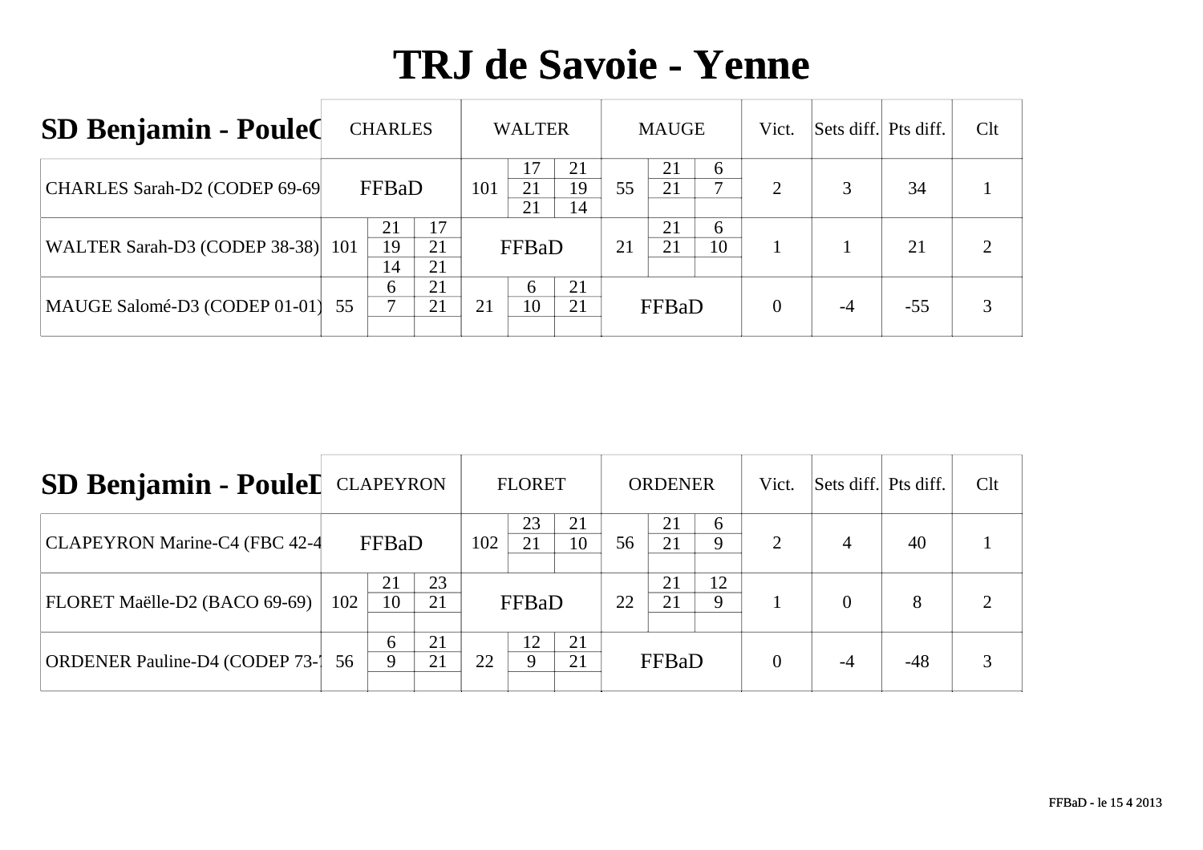# TRJ de Savoie - Yenne

## SD Benjamin - PouleC

| SD Benjamin - PouleC | CHARLES | | | WALTER | | | MAUGE | | | Vict. | Sets diff. | Pts diff. | Clt |
|---|---|---|---|---|---|---|---|---|---|---|---|---|---|
| CHARLES Sarah-D2 (CODEP 69-69 | FFBaD | | | 101 | 17 | 21 | 55 | 21 | 6 | 2 | 3 | 34 | 1 |
| | | | | | 21 | 19 | | 21 | 7 | | | | |
| | | | | | 21 | 14 | | | | | | | |
| WALTER Sarah-D3 (CODEP 38-38) | 101 | 21 | 17 | FFBaD | | | 21 | 21 | 6 | 1 | 1 | 21 | 2 |
| | | 19 | 21 | | | | | 21 | 10 | | | | |
| | | 14 | 21 | | | | | | | | | | |
| MAUGE Salomé-D3 (CODEP 01-01) | 55 | 6 | 21 | 21 | 6 | 21 | FFBaD | | | 0 | -4 | -55 | 3 |
| | | 7 | 21 | | 10 | 21 | | | | | | | |

## SD Benjamin - PouleD

| SD Benjamin - PouleD | CLAPEYRON | | | FLORET | | | ORDENER | | | Vict. | Sets diff. | Pts diff. | Clt |
|---|---|---|---|---|---|---|---|---|---|---|---|---|---|
| CLAPEYRON Marine-C4 (FBC 42-4 | FFBaD | | | 102 | 23 | 21 | 56 | 21 | 6 | 2 | 4 | 40 | 1 |
| | | | | | 21 | 10 | | 21 | 9 | | | | |
| FLORET Maëlle-D2 (BACO 69-69) | 102 | 21 | 23 | FFBaD | | | 22 | 21 | 12 | 1 | 0 | 8 | 2 |
| | | 10 | 21 | | | | | 21 | 9 | | | | |
| ORDENER Pauline-D4 (CODEP 73-7 | 56 | 6 | 21 | 22 | 12 | 21 | FFBaD | | | 0 | -4 | -48 | 3 |
| | | 9 | 21 | | 9 | 21 | | | | | | | |

FFBaD - le 15 4 2013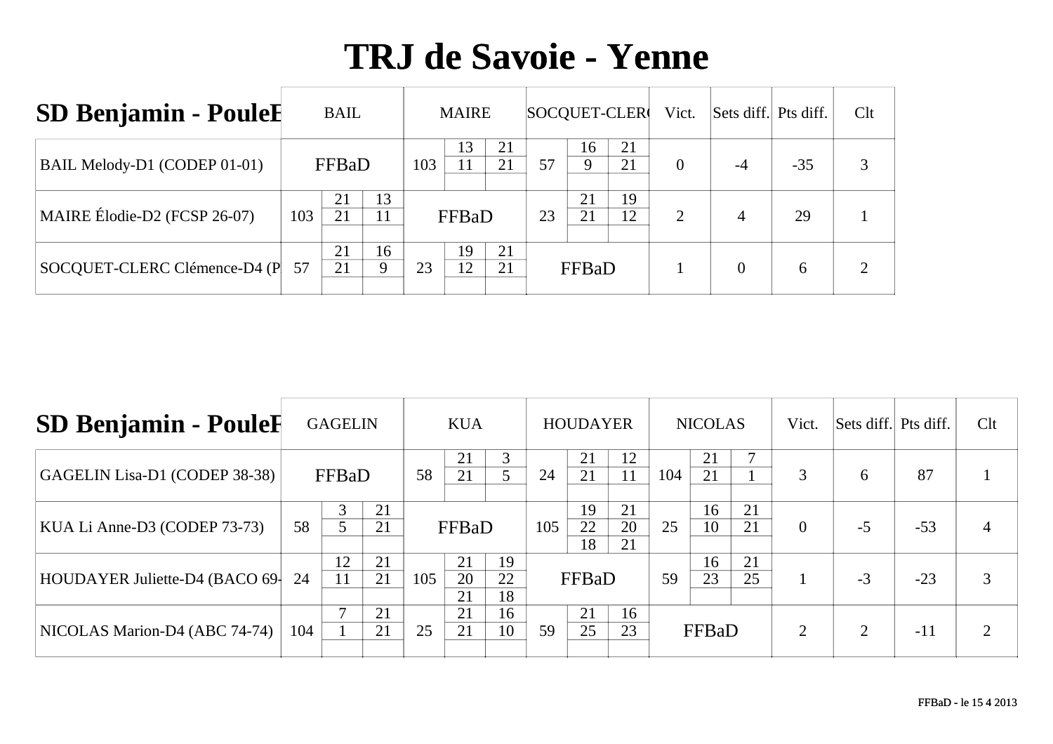# TRJ de Savoie - Yenne

| SD Benjamin - PouleF | BAIL | | | MAIRE | | | SOCQUET-CLER( | | | Vict. | Sets diff. | Pts diff. | Clt |
|---|---|---|---|---|---|---|---|---|---|---|---|---|---|
| BAIL Melody-D1 (CODEP 01-01) | FFBaD | | | 103 | 13 / 11 | 21 / 21 | 57 | 16 / 9 | 21 / 21 | 0 | -4 | -35 | 3 |
| MAIRE Élodie-D2 (FCSP 26-07) | 103 | 21 / 21 | 13 / 11 | FFBaD | | | 23 | 21 / 21 | 19 / 12 | 2 | 4 | 29 | 1 |
| SOCQUET-CLERC Clémence-D4 (P | 57 | 21 / 21 | 16 / 9 | 23 | 19 / 12 | 21 / 21 | FFBaD | | | 1 | 0 | 6 | 2 |

| SD Benjamin - PouleF | GAGELIN | | | KUA | | | HOUDAYER | | | NICOLAS | | | Vict. | Sets diff. | Pts diff. | Clt |
|---|---|---|---|---|---|---|---|---|---|---|---|---|---|---|---|---|
| GAGELIN Lisa-D1 (CODEP 38-38) | FFBaD | | | 58 | 21 / 21 | 3 / 5 | 24 | 21 / 21 | 12 / 11 | 104 | 21 / 21 | 7 / 1 | 3 | 6 | 87 | 1 |
| KUA Li Anne-D3 (CODEP 73-73) | 58 | 3 / 5 | 21 / 21 | FFBaD | | | 105 | 19 / 22 / 18 | 21 / 20 / 21 | 25 | 16 / 10 | 21 / 21 | 0 | -5 | -53 | 4 |
| HOUDAYER Juliette-D4 (BACO 69- | 24 | 12 / 11 | 21 / 21 | 105 | 21 / 20 / 21 | 19 / 22 / 18 | FFBaD | | | 59 | 16 / 23 | 21 / 25 | 1 | -3 | -23 | 3 |
| NICOLAS Marion-D4 (ABC 74-74) | 104 | 7 / 1 | 21 / 21 | 25 | 21 / 21 | 16 / 10 | 59 | 21 / 25 | 16 / 23 | FFBaD | | | 2 | 2 | -11 | 2 |

FFBaD - le 15 4 2013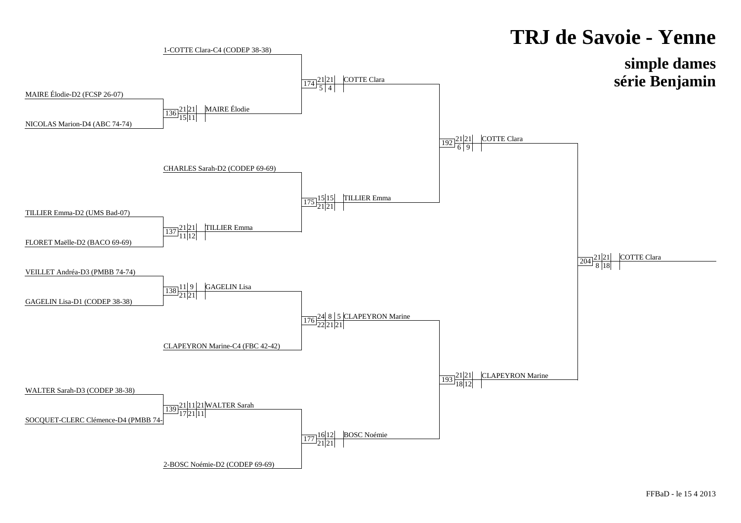# TRJ de Savoie - Yenne

## simple dames
## série Benjamin

### Premier tour

| Match | Joueuse 1 | Joueuse 2 | Scores | Vainqueur |
|---|---|---|---|---|
| 136 | MAIRE Élodie-D2 (FCSP 26-07) | NICOLAS Marion-D4 (ABC 74-74) | 21/15, 21/11 | MAIRE Élodie |
| 137 | TILLIER Emma-D2 (UMS Bad-07) | FLORET Maëlle-D2 (BACO 69-69) | 21/11, 21/12 | TILLIER Emma |
| 138 | VEILLET Andréa-D3 (PMBB 74-74) | GAGELIN Lisa-D1 (CODEP 38-38) | 11/21, 9/21 | GAGELIN Lisa |
| 139 | WALTER Sarah-D3 (CODEP 38-38) | SOCQUET-CLERC Clémence-D4 (PMBB 74- | 21/17, 11/21, 21/11 | WALTER Sarah |

### Quarts de finale

| Match | Joueuse 1 | Joueuse 2 | Scores | Vainqueur |
|---|---|---|---|---|
| 174 | 1-COTTE Clara-C4 (CODEP 38-38) | MAIRE Élodie | 21/5, 21/4 | COTTE Clara |
| 175 | CHARLES Sarah-D2 (CODEP 69-69) | TILLIER Emma | 15/21, 15/21 | TILLIER Emma |
| 176 | GAGELIN Lisa | CLAPEYRON Marine-C4 (FBC 42-42) | 24/22, 8/21, 5/21 | CLAPEYRON Marine |
| 177 | WALTER Sarah | 2-BOSC Noémie-D2 (CODEP 69-69) | 16/21, 12/21 | BOSC Noémie |

### Demi-finales

| Match | Joueuse 1 | Joueuse 2 | Scores | Vainqueur |
|---|---|---|---|---|
| 192 | COTTE Clara | TILLIER Emma | 21/6, 21/9 | COTTE Clara |
| 193 | CLAPEYRON Marine | BOSC Noémie | 21/18, 21/12 | CLAPEYRON Marine |

### Finale

| Match | Joueuse 1 | Joueuse 2 | Scores | Vainqueur |
|---|---|---|---|---|
| 204 | COTTE Clara | CLAPEYRON Marine | 21/8, 21/18 | COTTE Clara |

FFBaD - le 15 4 2013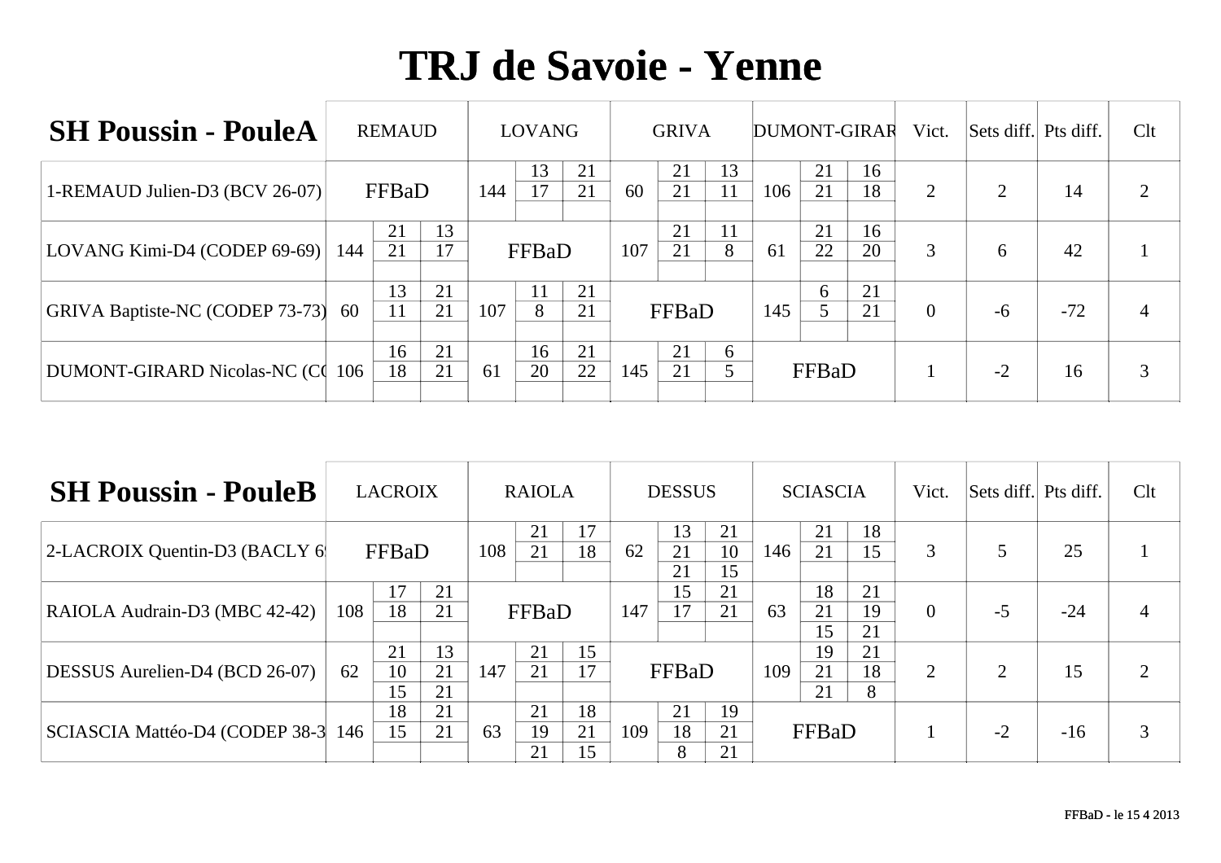# TRJ de Savoie - Yenne

| SH Poussin - PouleA | REMAUD | | | LOVANG | | | GRIVA | | | DUMONT-GIRAR | | | Vict. | Sets diff. | Pts diff. | Clt |
|---|---|---|---|---|---|---|---|---|---|---|---|---|---|---|---|---|
| 1-REMAUD Julien-D3 (BCV 26-07) | FFBaD | | | 144 | 13 / 17 | 21 / 21 | 60 | 21 / 21 | 13 / 11 | 106 | 21 / 21 | 16 / 18 | 2 | 2 | 14 | 2 |
| LOVANG Kimi-D4 (CODEP 69-69) | 144 | 21 / 21 | 13 / 17 | FFBaD | | | 107 | 21 / 21 | 11 / 8 | 61 | 21 / 22 | 16 / 20 | 3 | 6 | 42 | 1 |
| GRIVA Baptiste-NC (CODEP 73-73) | 60 | 13 / 11 | 21 / 21 | 107 | 11 / 8 | 21 / 21 | FFBaD | | | 145 | 6 / 5 | 21 / 21 | 0 | -6 | -72 | 4 |
| DUMONT-GIRARD Nicolas-NC (C | 106 | 16 / 18 | 21 / 21 | 61 | 16 / 20 | 21 / 22 | 145 | 21 / 21 | 6 / 5 | FFBaD | | | 1 | -2 | 16 | 3 |

| SH Poussin - PouleB | LACROIX | | | RAIOLA | | | DESSUS | | | SCIASCIA | | | Vict. | Sets diff. | Pts diff. | Clt |
|---|---|---|---|---|---|---|---|---|---|---|---|---|---|---|---|---|
| 2-LACROIX Quentin-D3 (BACLY 6 | FFBaD | | | 108 | 21 / 21 | 17 / 18 | 62 | 13 / 21 / 21 | 21 / 10 / 15 | 146 | 21 / 21 | 18 / 15 | 3 | 5 | 25 | 1 |
| RAIOLA Audrain-D3 (MBC 42-42) | 108 | 17 / 18 | 21 / 21 | FFBaD | | | 147 | 15 / 17 | 21 / 21 | 63 | 18 / 21 / 15 | 21 / 19 / 21 | 0 | -5 | -24 | 4 |
| DESSUS Aurelien-D4 (BCD 26-07) | 62 | 21 / 10 / 15 | 13 / 21 / 21 | 147 | 21 / 21 | 15 / 17 | FFBaD | | | 109 | 19 / 21 / 21 | 21 / 18 / 8 | 2 | 2 | 15 | 2 |
| SCIASCIA Mattéo-D4 (CODEP 38-3 | 146 | 18 / 15 | 21 / 21 | 63 | 21 / 19 / 21 | 18 / 21 / 15 | 109 | 21 / 18 / 8 | 19 / 21 / 21 | FFBaD | | | 1 | -2 | -16 | 3 |

FFBaD - le 15 4 2013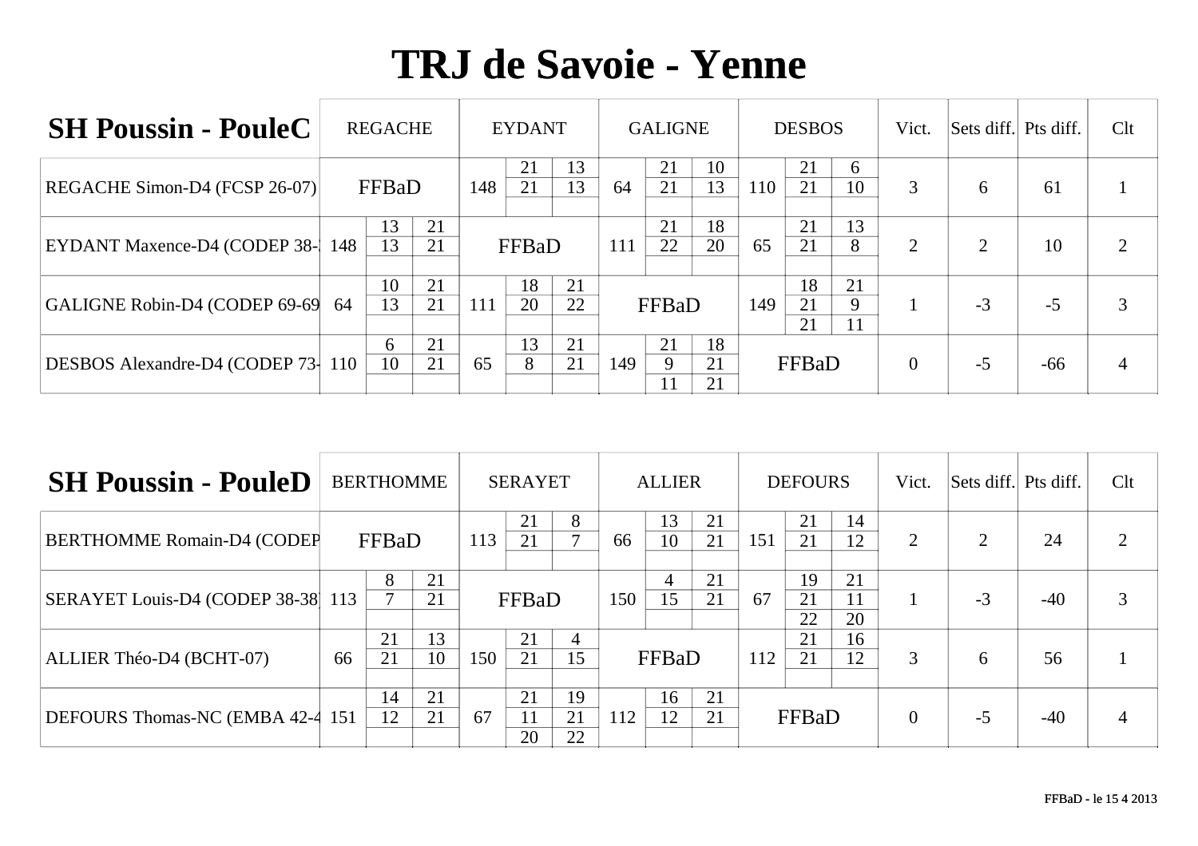# TRJ de Savoie - Yenne

| SH Poussin - PouleC | REGACHE | | | EYDANT | | | GALIGNE | | | DESBOS | | | Vict. | Sets diff. | Pts diff. | Clt |
|---|---|---|---|---|---|---|---|---|---|---|---|---|---|---|---|---|
| REGACHE Simon-D4 (FCSP 26-07) | FFBaD | | | 148 | 21 / 21 | 13 / 13 | 64 | 21 / 21 | 10 / 13 | 110 | 21 / 21 | 6 / 10 | 3 | 6 | 61 | 1 |
| EYDANT Maxence-D4 (CODEP 38-3 | 148 | 13 / 13 | 21 / 21 | FFBaD | | | 111 | 21 / 22 | 18 / 20 | 65 | 21 / 21 | 13 / 8 | 2 | 2 | 10 | 2 |
| GALIGNE Robin-D4 (CODEP 69-69 | 64 | 10 / 13 | 21 / 21 | 111 | 18 / 20 | 21 / 22 | FFBaD | | | 149 | 18 / 21 / 21 | 21 / 9 / 11 | 1 | -3 | -5 | 3 |
| DESBOS Alexandre-D4 (CODEP 73- | 110 | 6 / 10 | 21 / 21 | 65 | 13 / 8 | 21 / 21 | 149 | 21 / 9 / 11 | 18 / 21 / 21 | FFBaD | | | 0 | -5 | -66 | 4 |

| SH Poussin - PouleD | BERTHOMME | | | SERAYET | | | ALLIER | | | DEFOURS | | | Vict. | Sets diff. | Pts diff. | Clt |
|---|---|---|---|---|---|---|---|---|---|---|---|---|---|---|---|---|
| BERTHOMME Romain-D4 (CODEP | FFBaD | | | 113 | 21 / 21 | 8 / 7 | 66 | 13 / 10 | 21 / 21 | 151 | 21 / 21 | 14 / 12 | 2 | 2 | 24 | 2 |
| SERAYET Louis-D4 (CODEP 38-38 | 113 | 8 / 7 | 21 / 21 | FFBaD | | | 150 | 4 / 15 | 21 / 21 | 67 | 19 / 21 / 22 | 21 / 11 / 20 | 1 | -3 | -40 | 3 |
| ALLIER Théo-D4 (BCHT-07) | 66 | 21 / 21 | 13 / 10 | 150 | 21 / 21 | 4 / 15 | FFBaD | | | 112 | 21 / 21 | 16 / 12 | 3 | 6 | 56 | 1 |
| DEFOURS Thomas-NC (EMBA 42-4 | 151 | 14 / 12 | 21 / 21 | 67 | 21 / 11 / 20 | 19 / 21 / 22 | 112 | 16 / 12 | 21 / 21 | FFBaD | | | 0 | -5 | -40 | 4 |

FFBaD - le 15 4 2013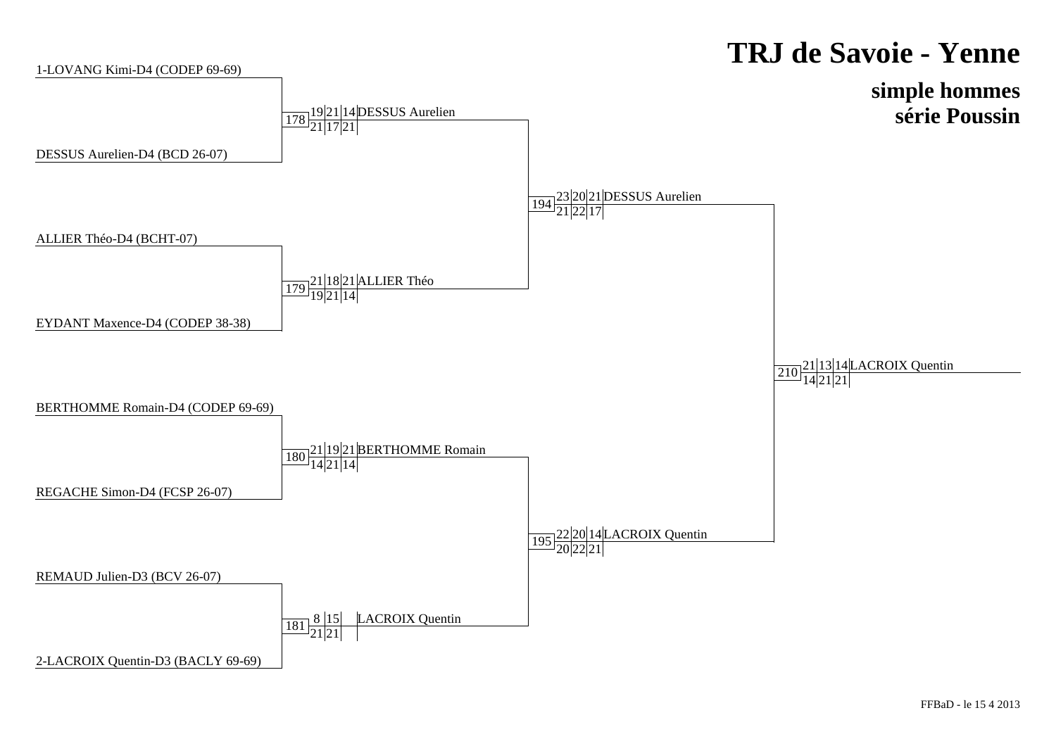# TRJ de Savoie - Yenne

## simple hommes
## série Poussin

**Premier tour**

- 1-LOVANG Kimi-D4 (CODEP 69-69)
- DESSUS Aurelien-D4 (BCD 26-07)
- ALLIER Théo-D4 (BCHT-07)
- EYDANT Maxence-D4 (CODEP 38-38)
- BERTHOMME Romain-D4 (CODEP 69-69)
- REGACHE Simon-D4 (FCSP 26-07)
- REMAUD Julien-D3 (BCV 26-07)
- 2-LACROIX Quentin-D3 (BACLY 69-69)

**Matchs**

| Match | Scores (haut) | Scores (bas) | Vainqueur |
|---|---|---|---|
| 178 | 19 21 14 | 21 17 21 | DESSUS Aurelien |
| 179 | 21 18 21 | 19 21 14 | ALLIER Théo |
| 180 | 21 19 21 | 14 21 14 | BERTHOMME Romain |
| 181 | 8 15 | 21 21 | LACROIX Quentin |
| 194 | 23 20 21 | 21 22 17 | DESSUS Aurelien |
| 195 | 22 20 14 | 20 22 21 | LACROIX Quentin |
| 210 | 21 13 14 | 14 21 21 | LACROIX Quentin |

FFBaD - le 15 4 2013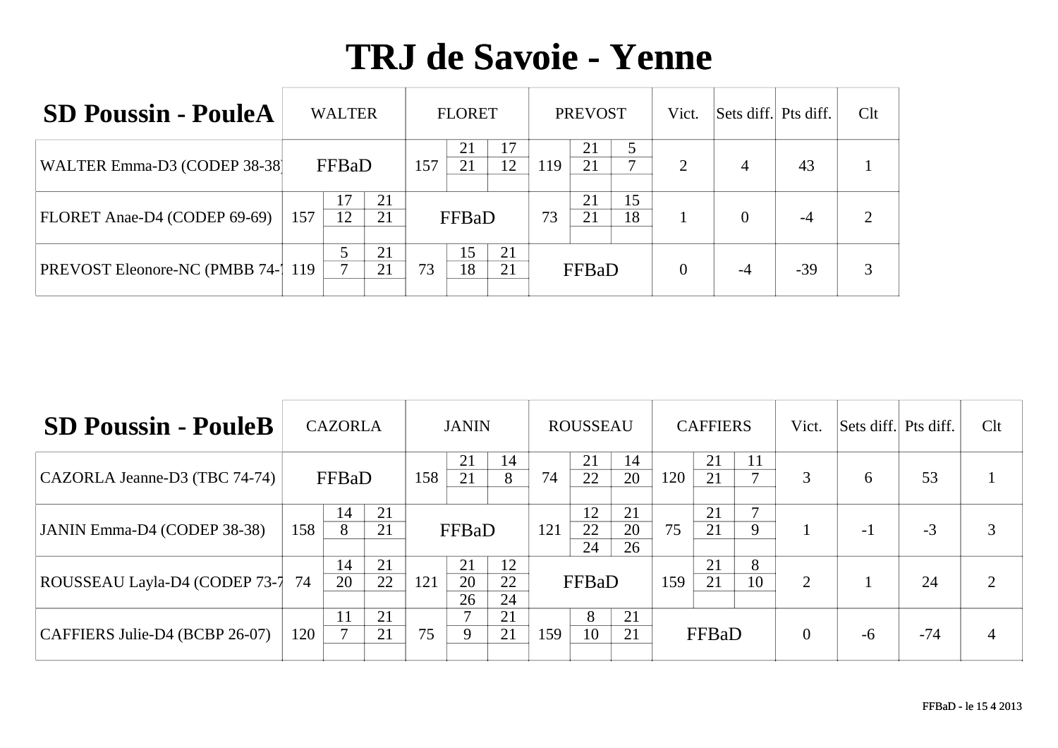# TRJ de Savoie - Yenne

## SD Poussin - PouleA

| SD Poussin - PouleA | WALTER | | | FLORET | | | PREVOST | | | Vict. | Sets diff. | Pts diff. | Clt |
|---|---|---|---|---|---|---|---|---|---|---|---|---|---|
| WALTER Emma-D3 (CODEP 38-38) | FFBaD | | | 157 | 21 / 21 | 17 / 12 | 119 | 21 / 21 | 5 / 7 | 2 | 4 | 43 | 1 |
| FLORET Anae-D4 (CODEP 69-69) | 157 | 17 / 12 | 21 / 21 | FFBaD | | | 73 | 21 / 21 | 15 / 18 | 1 | 0 | -4 | 2 |
| PREVOST Eleonore-NC (PMBB 74-7 | 119 | 5 / 7 | 21 / 21 | 73 | 15 / 18 | 21 / 21 | FFBaD | | | 0 | -4 | -39 | 3 |

## SD Poussin - PouleB

| SD Poussin - PouleB | CAZORLA | | | JANIN | | | ROUSSEAU | | | CAFFIERS | | | Vict. | Sets diff. | Pts diff. | Clt |
|---|---|---|---|---|---|---|---|---|---|---|---|---|---|---|---|---|
| CAZORLA Jeanne-D3 (TBC 74-74) | FFBaD | | | 158 | 21 / 21 | 14 / 8 | 74 | 21 / 22 | 14 / 20 | 120 | 21 / 21 | 11 / 7 | 3 | 6 | 53 | 1 |
| JANIN Emma-D4 (CODEP 38-38) | 158 | 14 / 8 | 21 / 21 | FFBaD | | | 121 | 12 / 22 / 24 | 21 / 20 / 26 | 75 | 21 / 21 | 7 / 9 | 1 | -1 | -3 | 3 |
| ROUSSEAU Layla-D4 (CODEP 73-7 | 74 | 14 / 20 | 21 / 22 | 121 | 21 / 20 / 26 | 12 / 22 / 24 | FFBaD | | | 159 | 21 / 21 | 8 / 10 | 2 | 1 | 24 | 2 |
| CAFFIERS Julie-D4 (BCBP 26-07) | 120 | 11 / 7 | 21 / 21 | 75 | 7 / 9 | 21 / 21 | 159 | 8 / 10 | 21 / 21 | FFBaD | | | 0 | -6 | -74 | 4 |

FFBaD - le 15 4 2013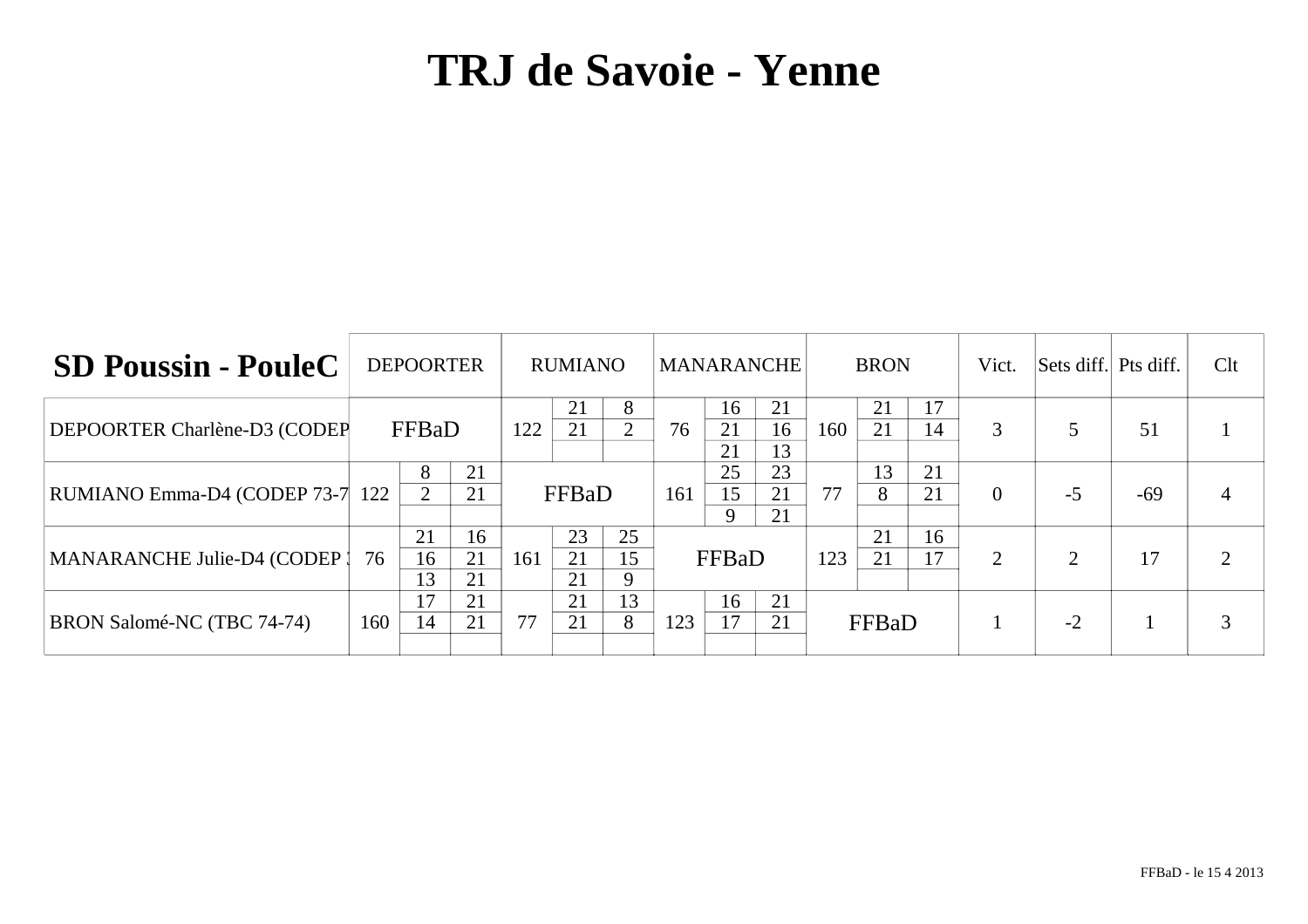# TRJ de Savoie - Yenne

| SD Poussin - PouleC | DEPOORTER | | | RUMIANO | | | MANARANCHE | | | BRON | | | Vict. | Sets diff. | Pts diff. | Clt |
|---|---|---|---|---|---|---|---|---|---|---|---|---|---|---|---|---|
| DEPOORTER Charlène-D3 (CODEP | FFBaD | | | 122 | 21 | 8 | 76 | 16 | 21 | 160 | 21 | 17 | 3 | 5 | 51 | 1 |
| | | | | | 21 | 2 | | 21 | 16 | | 21 | 14 | | | | |
| | | | | | | | | 21 | 13 | | | | | | | |
| RUMIANO Emma-D4 (CODEP 73-7 | 122 | 8 | 21 | FFBaD | | | 161 | 25 | 23 | 77 | 13 | 21 | 0 | -5 | -69 | 4 |
| | | 2 | 21 | | | | | 15 | 21 | | 8 | 21 | | | | |
| | | | | | | | | 9 | 21 | | | | | | | |
| MANARANCHE Julie-D4 (CODEP 7 | 76 | 21 | 16 | 161 | 23 | 25 | FFBaD | | | 123 | 21 | 16 | 2 | 2 | 17 | 2 |
| | | 16 | 21 | | 21 | 15 | | | | | 21 | 17 | | | | |
| | | 13 | 21 | | 21 | 9 | | | | | | | | | | |
| BRON Salomé-NC (TBC 74-74) | 160 | 17 | 21 | 77 | 21 | 13 | 123 | 16 | 21 | FFBaD | | | 1 | -2 | 1 | 3 |
| | | 14 | 21 | | 21 | 8 | | 17 | 21 | | | | | | | |
| | | | | | | | | | | | | | | | | |

FFBaD - le 15 4 2013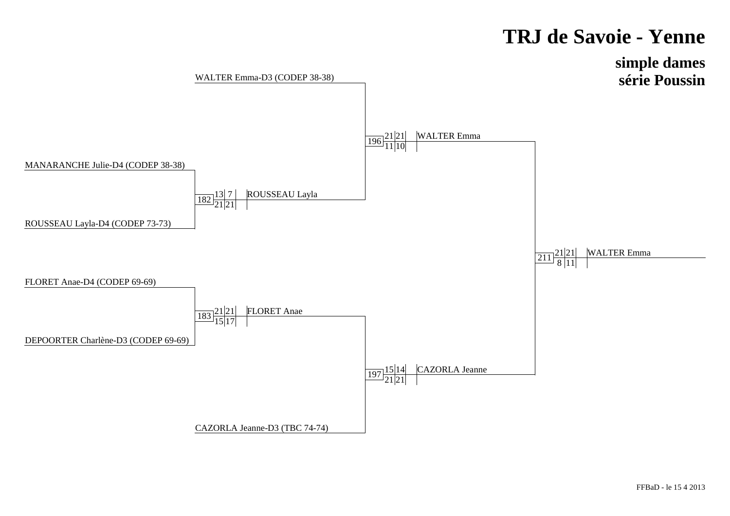# TRJ de Savoie - Yenne

## simple dames
## série Poussin

WALTER Emma-D3 (CODEP 38-38)

196 — 21 21 / 11 10 — WALTER Emma

MANARANCHE Julie-D4 (CODEP 38-38)

182 — 13 7 / 21 21 — ROUSSEAU Layla

ROUSSEAU Layla-D4 (CODEP 73-73)

211 — 21 21 / 8 11 — WALTER Emma

FLORET Anae-D4 (CODEP 69-69)

183 — 21 21 / 15 17 — FLORET Anae

DEPOORTER Charlène-D3 (CODEP 69-69)

197 — 15 14 / 21 21 — CAZORLA Jeanne

CAZORLA Jeanne-D3 (TBC 74-74)

FFBaD - le 15 4 2013